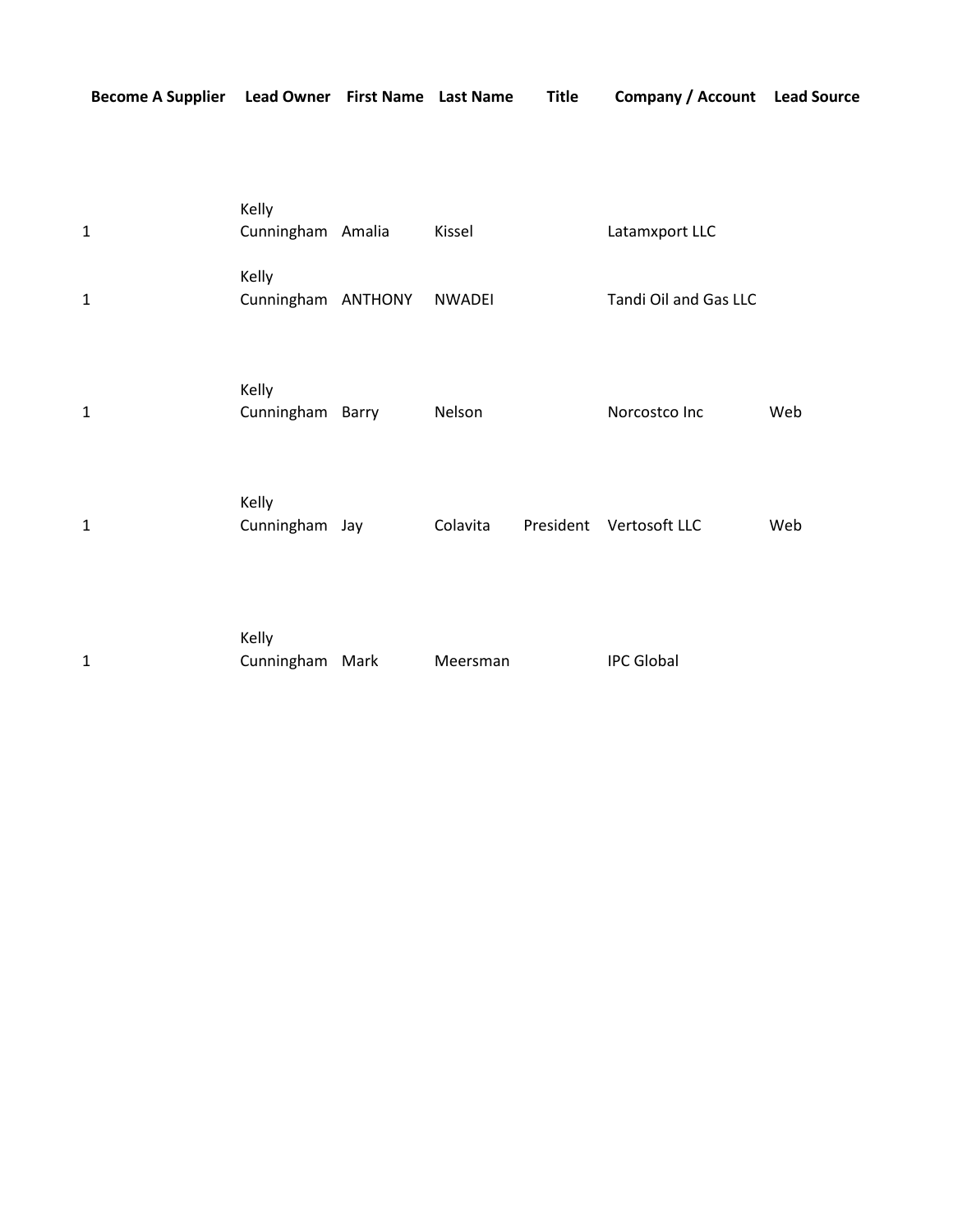| Become A Supplier | Lead Owner | First Name | Last Name | Title | Company / Account | Lead Source |
|---|---|---|---|---|---|---|
| 1 | Kelly Cunningham | Amalia | Kissel | | Latamxport LLC | |
| 1 | Kelly Cunningham | ANTHONY | NWADEI | | Tandi Oil and Gas LLC | |
| 1 | Kelly Cunningham | Barry | Nelson | | Norcostco Inc | Web |
| 1 | Kelly Cunningham | Jay | Colavita | President | Vertosoft LLC | Web |
| 1 | Kelly Cunningham | Mark | Meersman | | IPC Global | |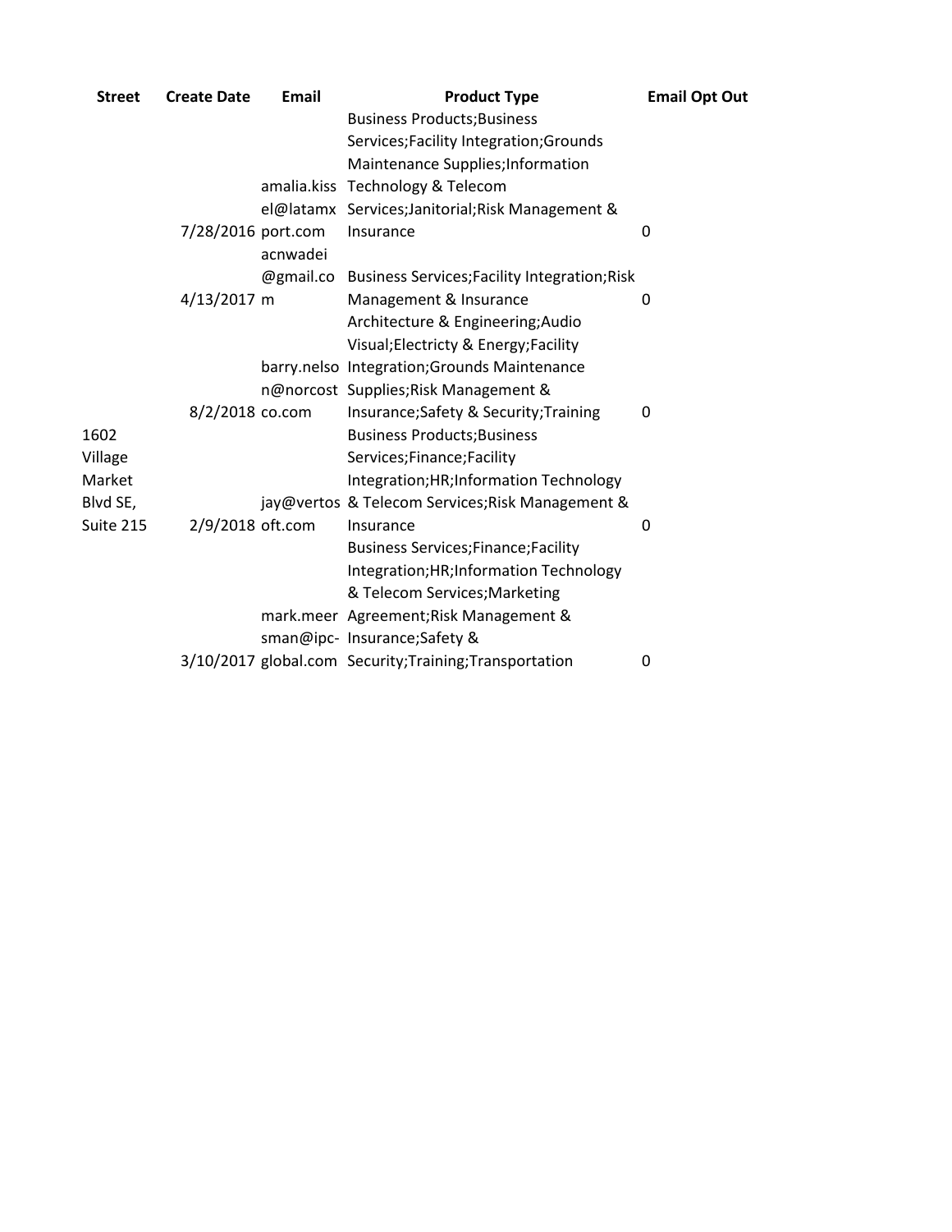| Street | Create Date | Email | Product Type | Email Opt Out |
| --- | --- | --- | --- | --- |
| | 7/28/2016 | amalia.kissel@latamxport.com | Business Products;Business Services;Facility Integration;Grounds Maintenance Supplies;Information Technology & Telecom Services;Janitorial;Risk Management & Insurance | 0 |
| | 4/13/2017 | acnwadei@gmail.com | Business Services;Facility Integration;Risk Management & Insurance | 0 |
| | 8/2/2018 | barry.nelson@norcostco.com | Architecture & Engineering;Audio Visual;Electricty & Energy;Facility Integration;Grounds Maintenance Supplies;Risk Management & Insurance;Safety & Security;Training | 0 |
| 1602 Village Market Blvd SE, Suite 215 | 2/9/2018 | jay@vertosoft.com | Business Products;Business Services;Finance;Facility Integration;HR;Information Technology & Telecom Services;Risk Management & Insurance | 0 |
| | 3/10/2017 | mark.meersman@ipc-global.com | Business Services;Finance;Facility Integration;HR;Information Technology & Telecom Services;Marketing Agreement;Risk Management & Insurance;Safety & Security;Training;Transportation | 0 |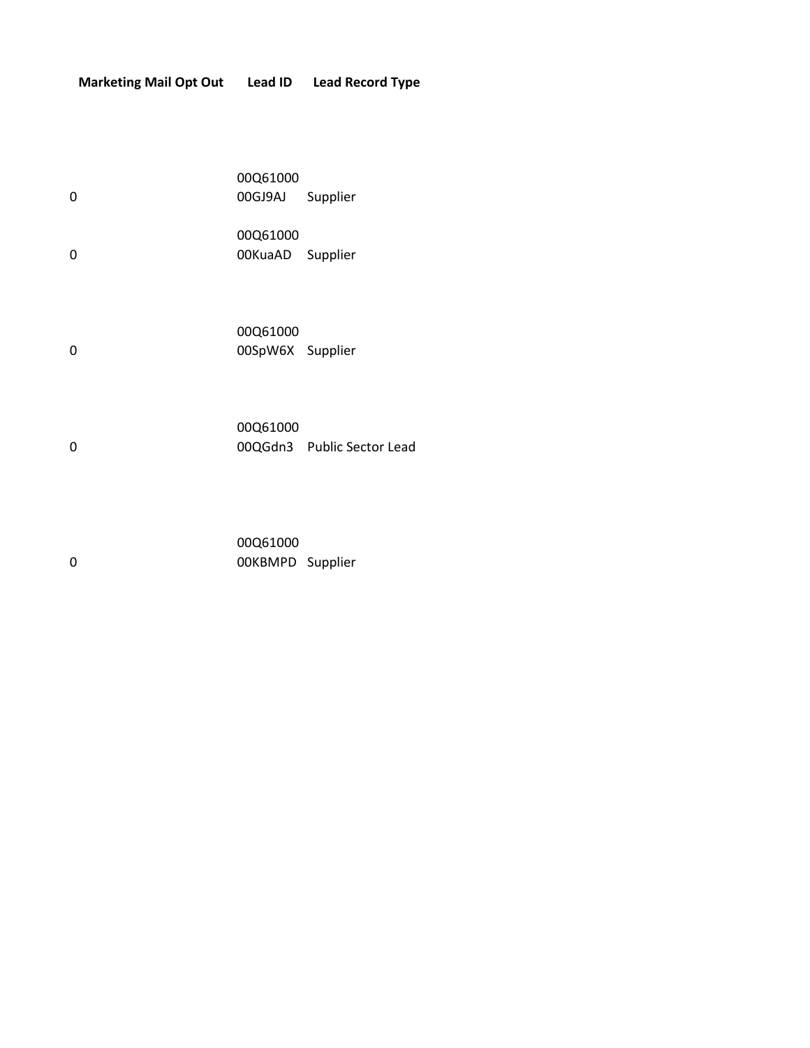| Marketing Mail Opt Out | Lead ID | Lead Record Type |
| --- | --- | --- |
| 0 | 00Q6100000GJ9AJ | Supplier |
| 0 | 00Q6100000KuaAD | Supplier |
| 0 | 00Q6100000SpW6X | Supplier |
| 0 | 00Q6100000QGdn3 | Public Sector Lead |
| 0 | 00Q6100000KBMPD | Supplier |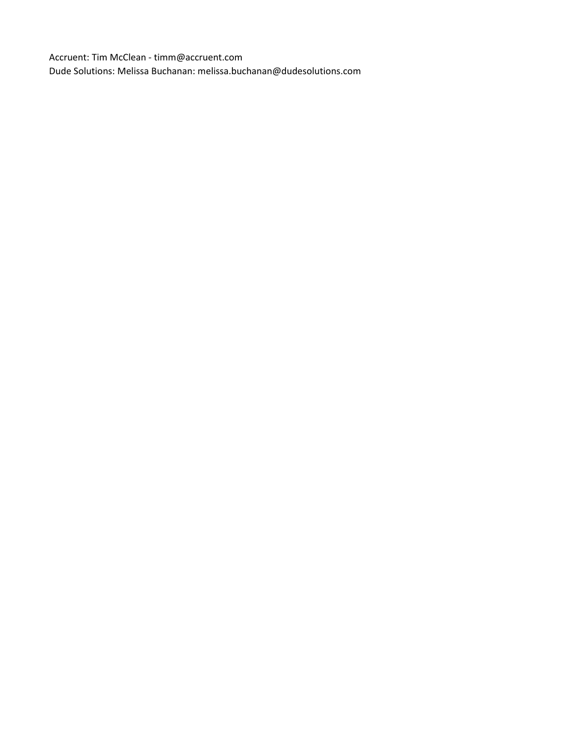Accruent: Tim McClean - timm@accruent.com
Dude Solutions: Melissa Buchanan: melissa.buchanan@dudesolutions.com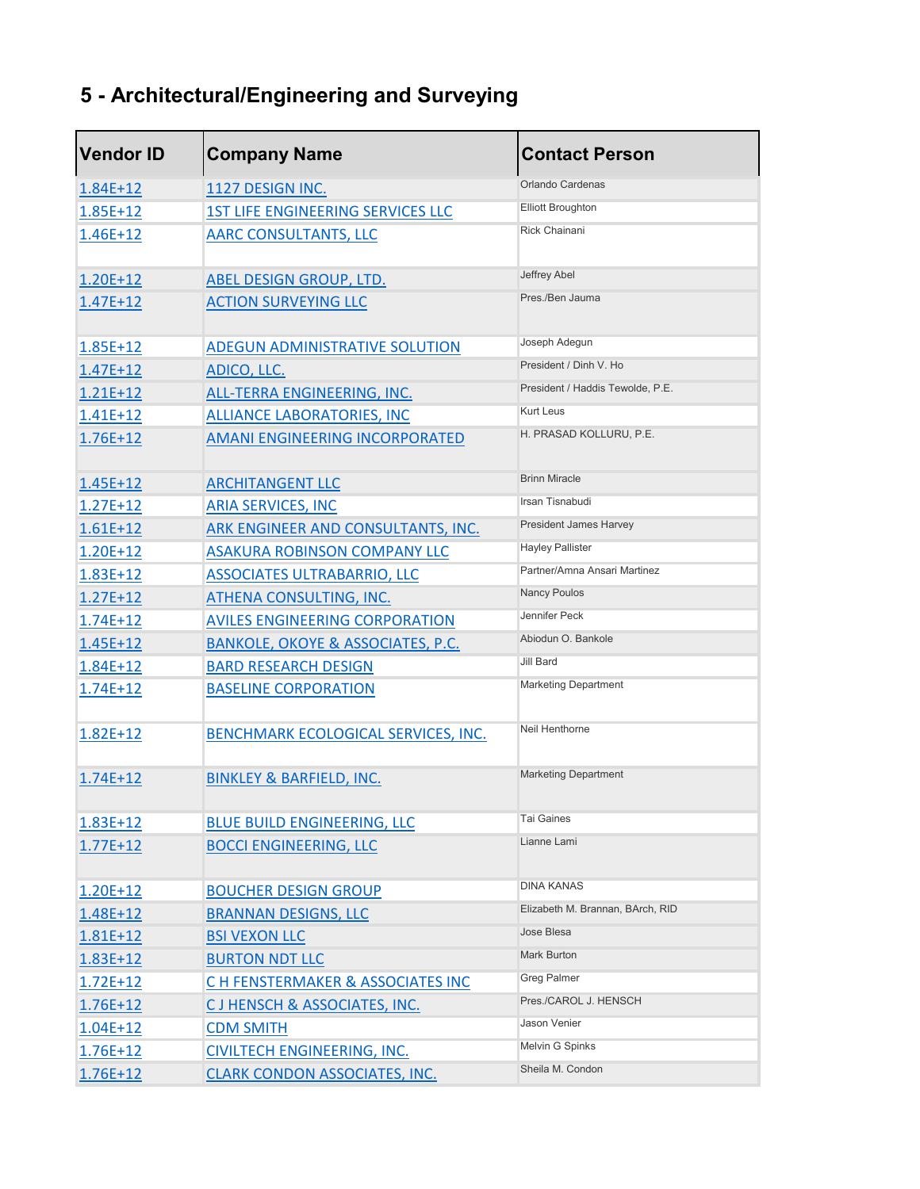## 5 - Architectural/Engineering and Surveying

| Vendor ID | Company Name | Contact Person |
|---|---|---|
| 1.84E+12 | 1127 DESIGN INC. | Orlando Cardenas |
| 1.85E+12 | 1ST LIFE ENGINEERING SERVICES LLC | Elliott Broughton |
| 1.46E+12 | AARC CONSULTANTS, LLC | Rick Chainani |
| 1.20E+12 | ABEL DESIGN GROUP, LTD. | Jeffrey Abel |
| 1.47E+12 | ACTION SURVEYING LLC | Pres./Ben Jauma |
| 1.85E+12 | ADEGUN ADMINISTRATIVE SOLUTION | Joseph Adegun |
| 1.47E+12 | ADICO, LLC. | President / Dinh V. Ho |
| 1.21E+12 | ALL-TERRA ENGINEERING, INC. | President / Haddis Tewolde, P.E. |
| 1.41E+12 | ALLIANCE LABORATORIES, INC | Kurt Leus |
| 1.76E+12 | AMANI ENGINEERING INCORPORATED | H. PRASAD KOLLURU, P.E. |
| 1.45E+12 | ARCHITANGENT LLC | Brinn Miracle |
| 1.27E+12 | ARIA SERVICES, INC | Irsan Tisnabudi |
| 1.61E+12 | ARK ENGINEER AND CONSULTANTS, INC. | President James Harvey |
| 1.20E+12 | ASAKURA ROBINSON COMPANY LLC | Hayley Pallister |
| 1.83E+12 | ASSOCIATES ULTRABARRIO, LLC | Partner/Amna Ansari Martinez |
| 1.27E+12 | ATHENA CONSULTING, INC. | Nancy Poulos |
| 1.74E+12 | AVILES ENGINEERING CORPORATION | Jennifer Peck |
| 1.45E+12 | BANKOLE, OKOYE & ASSOCIATES, P.C. | Abiodun O. Bankole |
| 1.84E+12 | BARD RESEARCH DESIGN | Jill Bard |
| 1.74E+12 | BASELINE CORPORATION | Marketing Department |
| 1.82E+12 | BENCHMARK ECOLOGICAL SERVICES, INC. | Neil Henthorne |
| 1.74E+12 | BINKLEY & BARFIELD, INC. | Marketing Department |
| 1.83E+12 | BLUE BUILD ENGINEERING, LLC | Tai Gaines |
| 1.77E+12 | BOCCI ENGINEERING, LLC | Lianne Lami |
| 1.20E+12 | BOUCHER DESIGN GROUP | DINA KANAS |
| 1.48E+12 | BRANNAN DESIGNS, LLC | Elizabeth M. Brannan, BArch, RID |
| 1.81E+12 | BSI VEXON LLC | Jose Blesa |
| 1.83E+12 | BURTON NDT LLC | Mark Burton |
| 1.72E+12 | C H FENSTERMAKER & ASSOCIATES INC | Greg Palmer |
| 1.76E+12 | C J HENSCH & ASSOCIATES, INC. | Pres./CAROL J. HENSCH |
| 1.04E+12 | CDM SMITH | Jason Venier |
| 1.76E+12 | CIVILTECH ENGINEERING, INC. | Melvin G Spinks |
| 1.76E+12 | CLARK CONDON ASSOCIATES, INC. | Sheila M. Condon |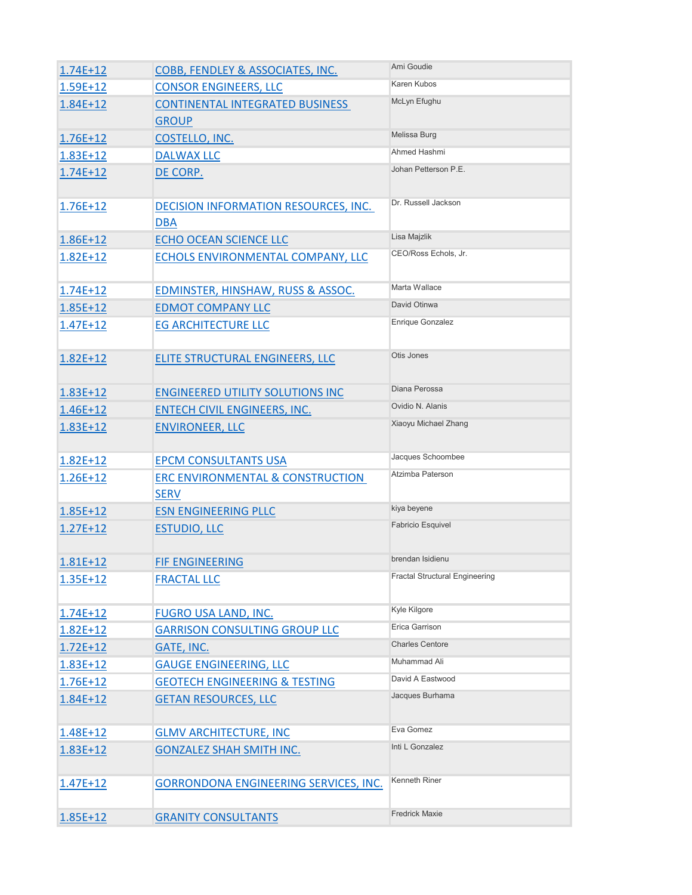| | | |
|---|---|---|
| 1.74E+12 | COBB, FENDLEY & ASSOCIATES, INC. | Ami Goudie |
| 1.59E+12 | CONSOR ENGINEERS, LLC | Karen Kubos |
| 1.84E+12 | CONTINENTAL INTEGRATED BUSINESS GROUP | McLyn Efughu |
| 1.76E+12 | COSTELLO, INC. | Melissa Burg |
| 1.83E+12 | DALWAX LLC | Ahmed Hashmi |
| 1.74E+12 | DE CORP. | Johan Petterson P.E. |
| 1.76E+12 | DECISION INFORMATION RESOURCES, INC. DBA | Dr. Russell Jackson |
| 1.86E+12 | ECHO OCEAN SCIENCE LLC | Lisa Majzlik |
| 1.82E+12 | ECHOLS ENVIRONMENTAL COMPANY, LLC | CEO/Ross Echols, Jr. |
| 1.74E+12 | EDMINSTER, HINSHAW, RUSS & ASSOC. | Marta Wallace |
| 1.85E+12 | EDMOT COMPANY LLC | David Otinwa |
| 1.47E+12 | EG ARCHITECTURE LLC | Enrique Gonzalez |
| 1.82E+12 | ELITE STRUCTURAL ENGINEERS, LLC | Otis Jones |
| 1.83E+12 | ENGINEERED UTILITY SOLUTIONS INC | Diana Perossa |
| 1.46E+12 | ENTECH CIVIL ENGINEERS, INC. | Ovidio N. Alanis |
| 1.83E+12 | ENVIRONEER, LLC | Xiaoyu Michael Zhang |
| 1.82E+12 | EPCM CONSULTANTS USA | Jacques Schoombee |
| 1.26E+12 | ERC ENVIRONMENTAL & CONSTRUCTION SERV | Atzimba Paterson |
| 1.85E+12 | ESN ENGINEERING PLLC | kiya beyene |
| 1.27E+12 | ESTUDIO, LLC | Fabricio Esquivel |
| 1.81E+12 | FIF ENGINEERING | brendan Isidienu |
| 1.35E+12 | FRACTAL LLC | Fractal Structural Engineering |
| 1.74E+12 | FUGRO USA LAND, INC. | Kyle Kilgore |
| 1.82E+12 | GARRISON CONSULTING GROUP LLC | Erica Garrison |
| 1.72E+12 | GATE, INC. | Charles Centore |
| 1.83E+12 | GAUGE ENGINEERING, LLC | Muhammad Ali |
| 1.76E+12 | GEOTECH ENGINEERING & TESTING | David A Eastwood |
| 1.84E+12 | GETAN RESOURCES, LLC | Jacques Burhama |
| 1.48E+12 | GLMV ARCHITECTURE, INC | Eva Gomez |
| 1.83E+12 | GONZALEZ SHAH SMITH INC. | Inti L Gonzalez |
| 1.47E+12 | GORRONDONA ENGINEERING SERVICES, INC. | Kenneth Riner |
| 1.85E+12 | GRANITY CONSULTANTS | Fredrick Maxie |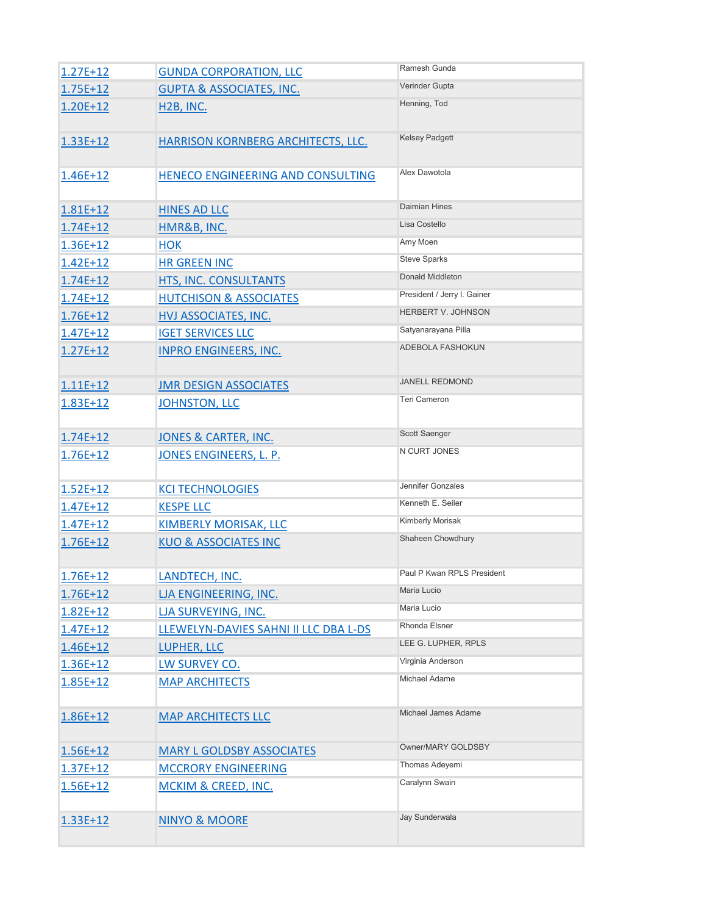| | | |
|---|---|---|
| 1.27E+12 | GUNDA CORPORATION, LLC | Ramesh Gunda |
| 1.75E+12 | GUPTA & ASSOCIATES, INC. | Verinder Gupta |
| 1.20E+12 | H2B, INC. | Henning, Tod |
| 1.33E+12 | HARRISON KORNBERG ARCHITECTS, LLC. | Kelsey Padgett |
| 1.46E+12 | HENECO ENGINEERING AND CONSULTING | Alex Dawotola |
| 1.81E+12 | HINES AD LLC | Daimian Hines |
| 1.74E+12 | HMR&B, INC. | Lisa Costello |
| 1.36E+12 | HOK | Amy Moen |
| 1.42E+12 | HR GREEN INC | Steve Sparks |
| 1.74E+12 | HTS, INC. CONSULTANTS | Donald Middleton |
| 1.74E+12 | HUTCHISON & ASSOCIATES | President / Jerry I. Gainer |
| 1.76E+12 | HVJ ASSOCIATES, INC. | HERBERT V. JOHNSON |
| 1.47E+12 | IGET SERVICES LLC | Satyanarayana Pilla |
| 1.27E+12 | INPRO ENGINEERS, INC. | ADEBOLA FASHOKUN |
| 1.11E+12 | JMR DESIGN ASSOCIATES | JANELL REDMOND |
| 1.83E+12 | JOHNSTON, LLC | Teri Cameron |
| 1.74E+12 | JONES & CARTER, INC. | Scott Saenger |
| 1.76E+12 | JONES ENGINEERS, L. P. | N CURT JONES |
| 1.52E+12 | KCI TECHNOLOGIES | Jennifer Gonzales |
| 1.47E+12 | KESPE LLC | Kenneth E. Seiler |
| 1.47E+12 | KIMBERLY MORISAK, LLC | Kimberly Morisak |
| 1.76E+12 | KUO & ASSOCIATES INC | Shaheen Chowdhury |
| 1.76E+12 | LANDTECH, INC. | Paul P Kwan RPLS President |
| 1.76E+12 | LJA ENGINEERING, INC. | Maria Lucio |
| 1.82E+12 | LJA SURVEYING, INC. | Maria Lucio |
| 1.47E+12 | LLEWELYN-DAVIES SAHNI II LLC DBA L-DS | Rhonda Elsner |
| 1.46E+12 | LUPHER, LLC | LEE G. LUPHER, RPLS |
| 1.36E+12 | LW SURVEY CO. | Virginia Anderson |
| 1.85E+12 | MAP ARCHITECTS | Michael Adame |
| 1.86E+12 | MAP ARCHITECTS LLC | Michael James Adame |
| 1.56E+12 | MARY L GOLDSBY ASSOCIATES | Owner/MARY GOLDSBY |
| 1.37E+12 | MCCRORY ENGINEERING | Thomas Adeyemi |
| 1.56E+12 | MCKIM & CREED, INC. | Caralynn Swain |
| 1.33E+12 | NINYO & MOORE | Jay Sunderwala |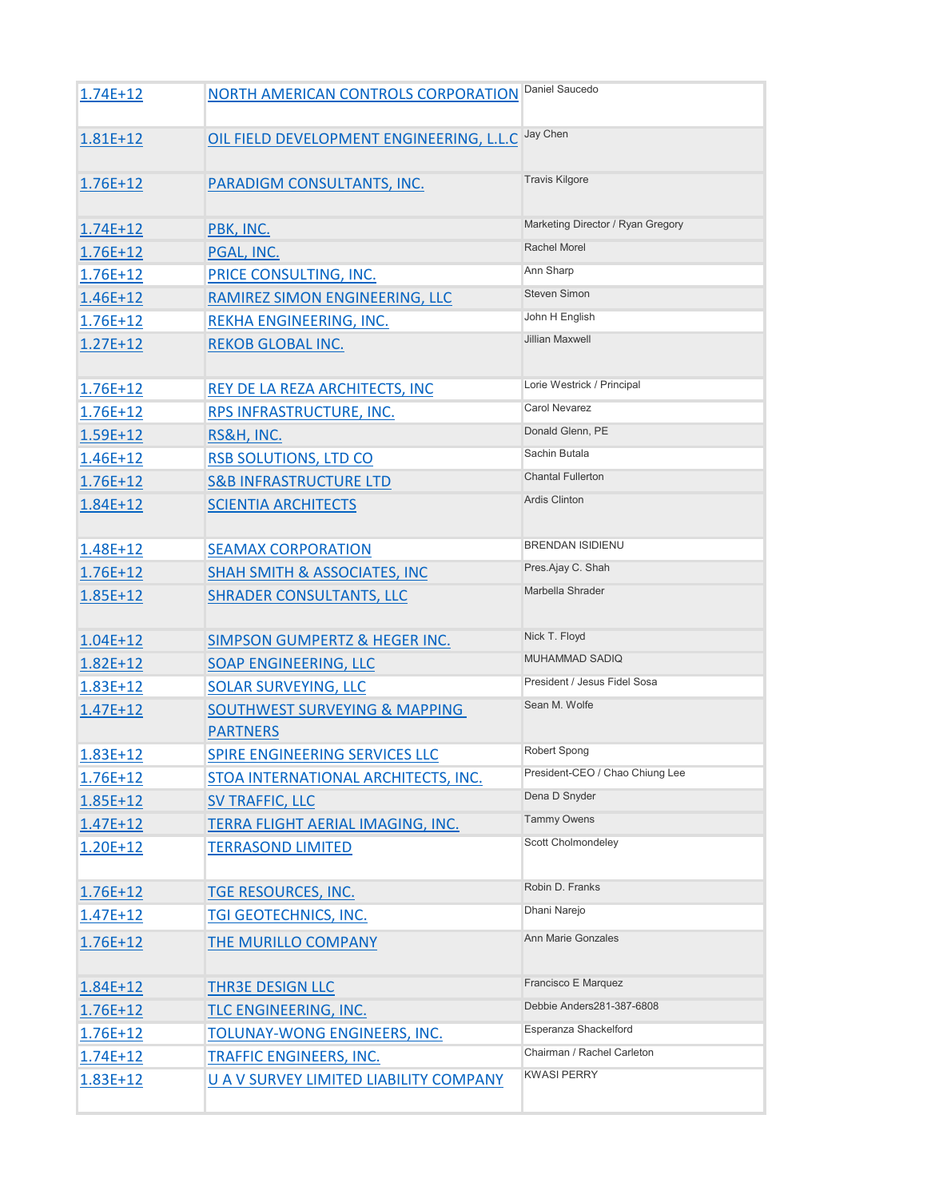| | | |
|---|---|---|
| 1.74E+12 | NORTH AMERICAN CONTROLS CORPORATION | Daniel Saucedo |
| 1.81E+12 | OIL FIELD DEVELOPMENT ENGINEERING, L.L.C | Jay Chen |
| 1.76E+12 | PARADIGM CONSULTANTS, INC. | Travis Kilgore |
| 1.74E+12 | PBK, INC. | Marketing Director / Ryan Gregory |
| 1.76E+12 | PGAL, INC. | Rachel Morel |
| 1.76E+12 | PRICE CONSULTING, INC. | Ann Sharp |
| 1.46E+12 | RAMIREZ SIMON ENGINEERING, LLC | Steven Simon |
| 1.76E+12 | REKHA ENGINEERING, INC. | John H English |
| 1.27E+12 | REKOB GLOBAL INC. | Jillian Maxwell |
| 1.76E+12 | REY DE LA REZA ARCHITECTS, INC | Lorie Westrick / Principal |
| 1.76E+12 | RPS INFRASTRUCTURE, INC. | Carol Nevarez |
| 1.59E+12 | RS&H, INC. | Donald Glenn, PE |
| 1.46E+12 | RSB SOLUTIONS, LTD CO | Sachin Butala |
| 1.76E+12 | S&B INFRASTRUCTURE LTD | Chantal Fullerton |
| 1.84E+12 | SCIENTIA ARCHITECTS | Ardis Clinton |
| 1.48E+12 | SEAMAX CORPORATION | BRENDAN ISIDIENU |
| 1.76E+12 | SHAH SMITH & ASSOCIATES, INC | Pres.Ajay C. Shah |
| 1.85E+12 | SHRADER CONSULTANTS, LLC | Marbella Shrader |
| 1.04E+12 | SIMPSON GUMPERTZ & HEGER INC. | Nick T. Floyd |
| 1.82E+12 | SOAP ENGINEERING, LLC | MUHAMMAD SADIQ |
| 1.83E+12 | SOLAR SURVEYING, LLC | President / Jesus Fidel Sosa |
| 1.47E+12 | SOUTHWEST SURVEYING & MAPPING PARTNERS | Sean M. Wolfe |
| 1.83E+12 | SPIRE ENGINEERING SERVICES LLC | Robert Spong |
| 1.76E+12 | STOA INTERNATIONAL ARCHITECTS, INC. | President-CEO / Chao Chiung Lee |
| 1.85E+12 | SV TRAFFIC, LLC | Dena D Snyder |
| 1.47E+12 | TERRA FLIGHT AERIAL IMAGING, INC. | Tammy Owens |
| 1.20E+12 | TERRASOND LIMITED | Scott Cholmondeley |
| 1.76E+12 | TGE RESOURCES, INC. | Robin D. Franks |
| 1.47E+12 | TGI GEOTECHNICS, INC. | Dhani Narejo |
| 1.76E+12 | THE MURILLO COMPANY | Ann Marie Gonzales |
| 1.84E+12 | THR3E DESIGN LLC | Francisco E Marquez |
| 1.76E+12 | TLC ENGINEERING, INC. | Debbie Anders281-387-6808 |
| 1.76E+12 | TOLUNAY-WONG ENGINEERS, INC. | Esperanza Shackelford |
| 1.74E+12 | TRAFFIC ENGINEERS, INC. | Chairman / Rachel Carleton |
| 1.83E+12 | U A V SURVEY LIMITED LIABILITY COMPANY | KWASI PERRY |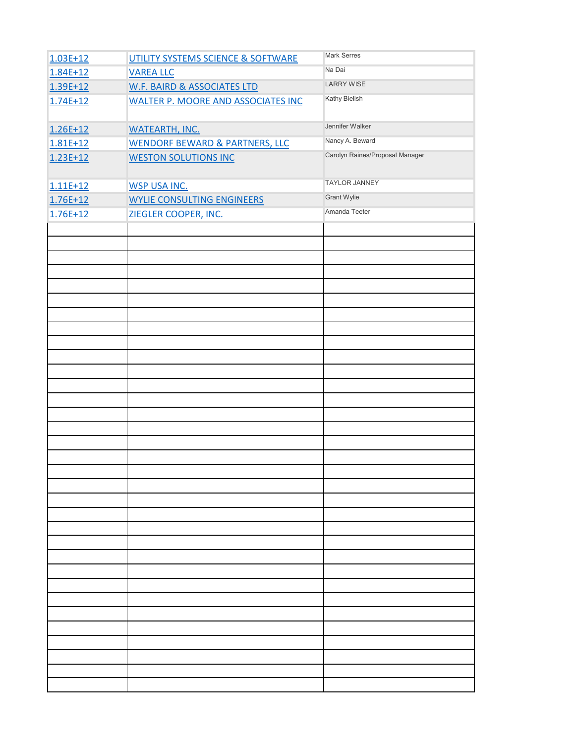| | | |
|---|---|---|
| 1.03E+12 | UTILITY SYSTEMS SCIENCE & SOFTWARE | Mark Serres |
| 1.84E+12 | VAREA LLC | Na Dai |
| 1.39E+12 | W.F. BAIRD & ASSOCIATES LTD | LARRY WISE |
| 1.74E+12 | WALTER P. MOORE AND ASSOCIATES INC | Kathy Bielish |
| 1.26E+12 | WATEARTH, INC. | Jennifer Walker |
| 1.81E+12 | WENDORF BEWARD & PARTNERS, LLC | Nancy A. Beward |
| 1.23E+12 | WESTON SOLUTIONS INC | Carolyn Raines/Proposal Manager |
| 1.11E+12 | WSP USA INC. | TAYLOR JANNEY |
| 1.76E+12 | WYLIE CONSULTING ENGINEERS | Grant Wylie |
| 1.76E+12 | ZIEGLER COOPER, INC. | Amanda Teeter |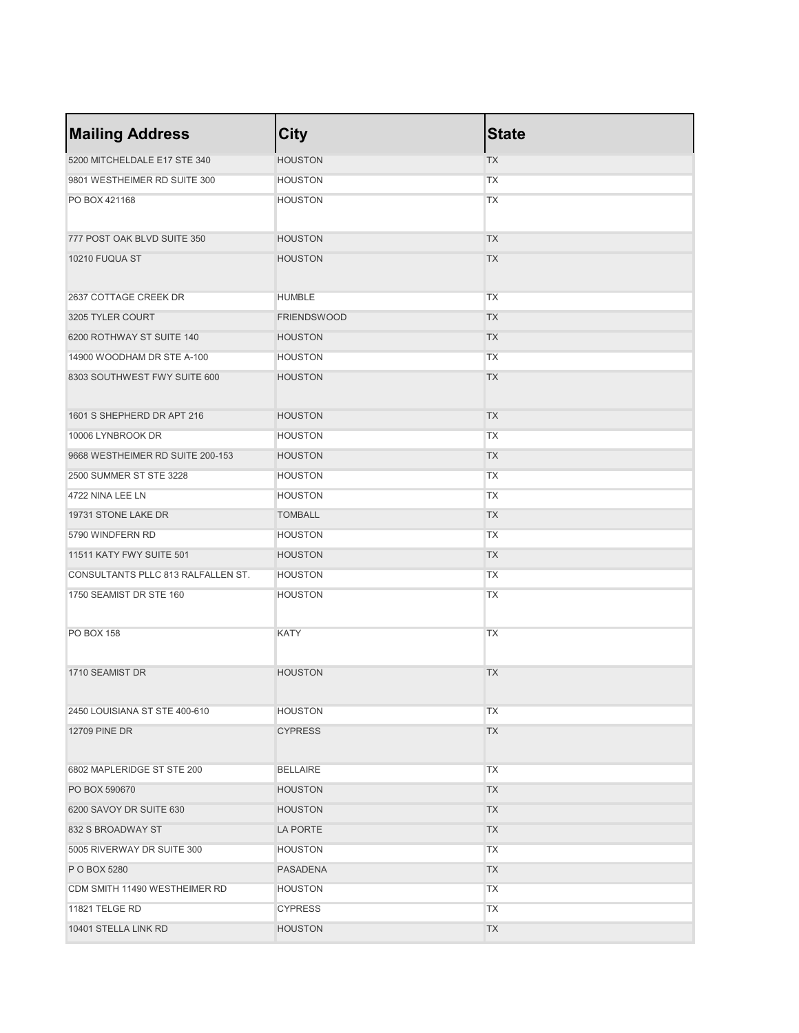| Mailing Address | City | State |
| --- | --- | --- |
| 5200 MITCHELDALE E17 STE 340 | HOUSTON | TX |
| 9801 WESTHEIMER RD SUITE 300 | HOUSTON | TX |
| PO BOX 421168 | HOUSTON | TX |
| 777 POST OAK BLVD SUITE 350 | HOUSTON | TX |
| 10210 FUQUA ST | HOUSTON | TX |
| 2637 COTTAGE CREEK DR | HUMBLE | TX |
| 3205 TYLER COURT | FRIENDSWOOD | TX |
| 6200 ROTHWAY ST SUITE 140 | HOUSTON | TX |
| 14900 WOODHAM DR STE A-100 | HOUSTON | TX |
| 8303 SOUTHWEST FWY SUITE 600 | HOUSTON | TX |
| 1601 S SHEPHERD DR APT 216 | HOUSTON | TX |
| 10006 LYNBROOK DR | HOUSTON | TX |
| 9668 WESTHEIMER RD SUITE 200-153 | HOUSTON | TX |
| 2500 SUMMER ST STE 3228 | HOUSTON | TX |
| 4722 NINA LEE LN | HOUSTON | TX |
| 19731 STONE LAKE DR | TOMBALL | TX |
| 5790 WINDFERN RD | HOUSTON | TX |
| 11511 KATY FWY SUITE 501 | HOUSTON | TX |
| CONSULTANTS PLLC 813 RALFALLEN ST. | HOUSTON | TX |
| 1750 SEAMIST DR STE 160 | HOUSTON | TX |
| PO BOX 158 | KATY | TX |
| 1710 SEAMIST DR | HOUSTON | TX |
| 2450 LOUISIANA ST STE 400-610 | HOUSTON | TX |
| 12709 PINE DR | CYPRESS | TX |
| 6802 MAPLERIDGE ST STE 200 | BELLAIRE | TX |
| PO BOX 590670 | HOUSTON | TX |
| 6200 SAVOY DR SUITE 630 | HOUSTON | TX |
| 832 S BROADWAY ST | LA PORTE | TX |
| 5005 RIVERWAY DR SUITE 300 | HOUSTON | TX |
| P O BOX 5280 | PASADENA | TX |
| CDM SMITH 11490 WESTHEIMER RD | HOUSTON | TX |
| 11821 TELGE RD | CYPRESS | TX |
| 10401 STELLA LINK RD | HOUSTON | TX |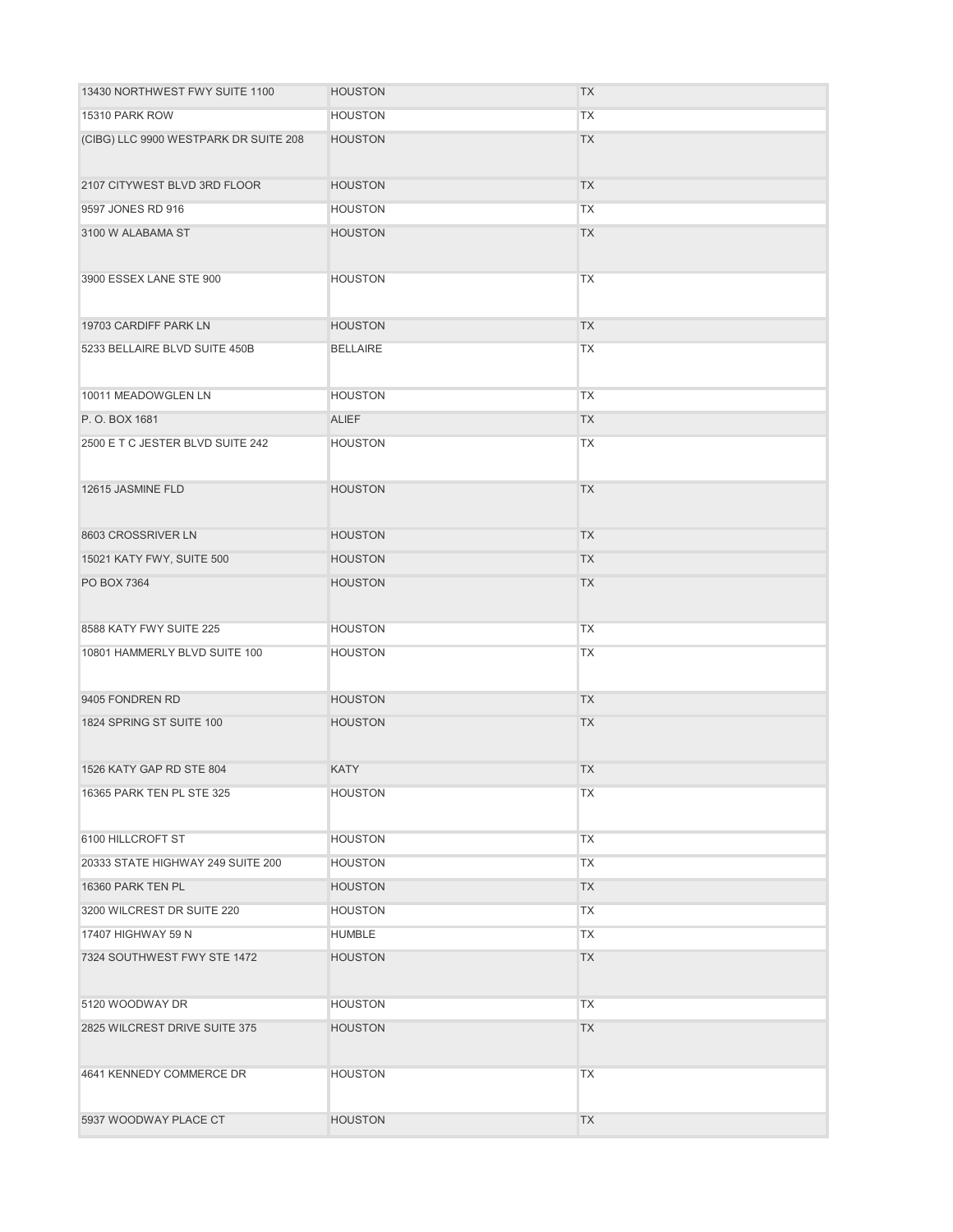| | | |
|---|---|---|
| 13430 NORTHWEST FWY SUITE 1100 | HOUSTON | TX |
| 15310 PARK ROW | HOUSTON | TX |
| (CIBG) LLC 9900 WESTPARK DR SUITE 208 | HOUSTON | TX |
| 2107 CITYWEST BLVD 3RD FLOOR | HOUSTON | TX |
| 9597 JONES RD 916 | HOUSTON | TX |
| 3100 W ALABAMA ST | HOUSTON | TX |
| 3900 ESSEX LANE STE 900 | HOUSTON | TX |
| 19703 CARDIFF PARK LN | HOUSTON | TX |
| 5233 BELLAIRE BLVD SUITE 450B | BELLAIRE | TX |
| 10011 MEADOWGLEN LN | HOUSTON | TX |
| P. O. BOX 1681 | ALIEF | TX |
| 2500 E T C JESTER BLVD SUITE 242 | HOUSTON | TX |
| 12615 JASMINE FLD | HOUSTON | TX |
| 8603 CROSSRIVER LN | HOUSTON | TX |
| 15021 KATY FWY, SUITE 500 | HOUSTON | TX |
| PO BOX 7364 | HOUSTON | TX |
| 8588 KATY FWY SUITE 225 | HOUSTON | TX |
| 10801 HAMMERLY BLVD SUITE 100 | HOUSTON | TX |
| 9405 FONDREN RD | HOUSTON | TX |
| 1824 SPRING ST SUITE 100 | HOUSTON | TX |
| 1526 KATY GAP RD STE 804 | KATY | TX |
| 16365 PARK TEN PL STE 325 | HOUSTON | TX |
| 6100 HILLCROFT ST | HOUSTON | TX |
| 20333 STATE HIGHWAY 249 SUITE 200 | HOUSTON | TX |
| 16360 PARK TEN PL | HOUSTON | TX |
| 3200 WILCREST DR SUITE 220 | HOUSTON | TX |
| 17407 HIGHWAY 59 N | HUMBLE | TX |
| 7324 SOUTHWEST FWY STE 1472 | HOUSTON | TX |
| 5120 WOODWAY DR | HOUSTON | TX |
| 2825 WILCREST DRIVE SUITE 375 | HOUSTON | TX |
| 4641 KENNEDY COMMERCE DR | HOUSTON | TX |
| 5937 WOODWAY PLACE CT | HOUSTON | TX |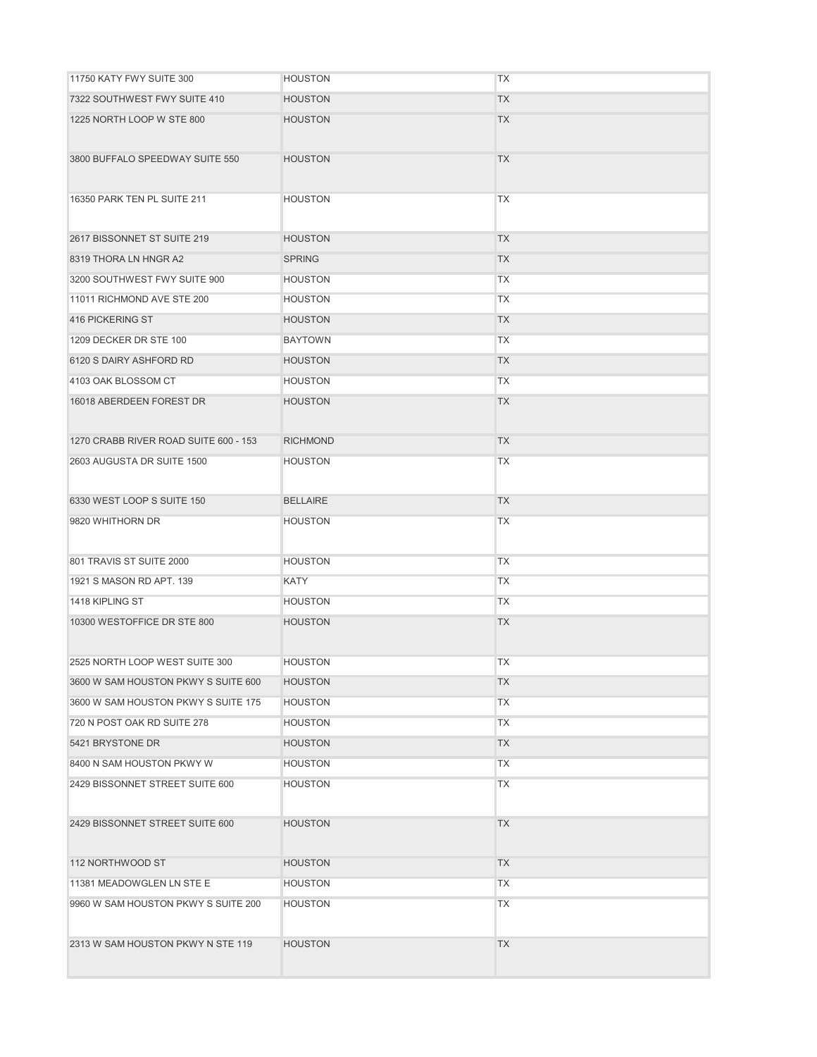| | | |
|---|---|---|
| 11750 KATY FWY SUITE 300 | HOUSTON | TX |
| 7322 SOUTHWEST FWY SUITE 410 | HOUSTON | TX |
| 1225 NORTH LOOP W STE 800 | HOUSTON | TX |
| 3800 BUFFALO SPEEDWAY SUITE 550 | HOUSTON | TX |
| 16350 PARK TEN PL SUITE 211 | HOUSTON | TX |
| 2617 BISSONNET ST SUITE 219 | HOUSTON | TX |
| 8319 THORA LN HNGR A2 | SPRING | TX |
| 3200 SOUTHWEST FWY SUITE 900 | HOUSTON | TX |
| 11011 RICHMOND AVE STE 200 | HOUSTON | TX |
| 416 PICKERING ST | HOUSTON | TX |
| 1209 DECKER DR STE 100 | BAYTOWN | TX |
| 6120 S DAIRY ASHFORD RD | HOUSTON | TX |
| 4103 OAK BLOSSOM CT | HOUSTON | TX |
| 16018 ABERDEEN FOREST DR | HOUSTON | TX |
| 1270 CRABB RIVER ROAD SUITE 600 - 153 | RICHMOND | TX |
| 2603 AUGUSTA DR SUITE 1500 | HOUSTON | TX |
| 6330 WEST LOOP S SUITE 150 | BELLAIRE | TX |
| 9820 WHITHORN DR | HOUSTON | TX |
| 801 TRAVIS ST SUITE 2000 | HOUSTON | TX |
| 1921 S MASON RD APT. 139 | KATY | TX |
| 1418 KIPLING ST | HOUSTON | TX |
| 10300 WESTOFFICE DR STE 800 | HOUSTON | TX |
| 2525 NORTH LOOP WEST SUITE 300 | HOUSTON | TX |
| 3600 W SAM HOUSTON PKWY S SUITE 600 | HOUSTON | TX |
| 3600 W SAM HOUSTON PKWY S SUITE 175 | HOUSTON | TX |
| 720 N POST OAK RD SUITE 278 | HOUSTON | TX |
| 5421 BRYSTONE DR | HOUSTON | TX |
| 8400 N SAM HOUSTON PKWY W | HOUSTON | TX |
| 2429 BISSONNET STREET SUITE 600 | HOUSTON | TX |
| 2429 BISSONNET STREET SUITE 600 | HOUSTON | TX |
| 112 NORTHWOOD ST | HOUSTON | TX |
| 11381 MEADOWGLEN LN STE E | HOUSTON | TX |
| 9960 W SAM HOUSTON PKWY S SUITE 200 | HOUSTON | TX |
| 2313 W SAM HOUSTON PKWY N STE 119 | HOUSTON | TX |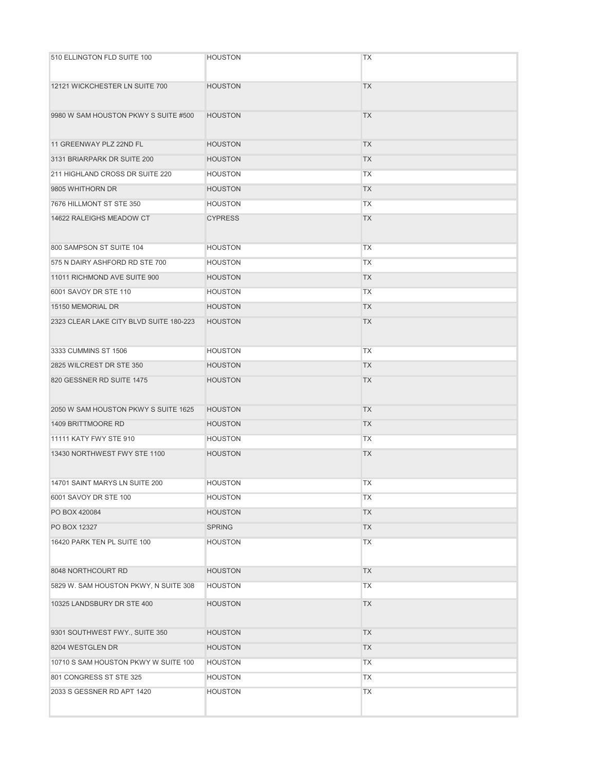| | | |
|---|---|---|
| 510 ELLINGTON FLD SUITE 100 | HOUSTON | TX |
| 12121 WICKCHESTER LN SUITE 700 | HOUSTON | TX |
| 9980 W SAM HOUSTON PKWY S SUITE #500 | HOUSTON | TX |
| 11 GREENWAY PLZ 22ND FL | HOUSTON | TX |
| 3131 BRIARPARK DR SUITE 200 | HOUSTON | TX |
| 211 HIGHLAND CROSS DR SUITE 220 | HOUSTON | TX |
| 9805 WHITHORN DR | HOUSTON | TX |
| 7676 HILLMONT ST STE 350 | HOUSTON | TX |
| 14622 RALEIGHS MEADOW CT | CYPRESS | TX |
| 800 SAMPSON ST SUITE 104 | HOUSTON | TX |
| 575 N DAIRY ASHFORD RD STE 700 | HOUSTON | TX |
| 11011 RICHMOND AVE SUITE 900 | HOUSTON | TX |
| 6001 SAVOY DR STE 110 | HOUSTON | TX |
| 15150 MEMORIAL DR | HOUSTON | TX |
| 2323 CLEAR LAKE CITY BLVD SUITE 180-223 | HOUSTON | TX |
| 3333 CUMMINS ST 1506 | HOUSTON | TX |
| 2825 WILCREST DR STE 350 | HOUSTON | TX |
| 820 GESSNER RD SUITE 1475 | HOUSTON | TX |
| 2050 W SAM HOUSTON PKWY S SUITE 1625 | HOUSTON | TX |
| 1409 BRITTMOORE RD | HOUSTON | TX |
| 11111 KATY FWY STE 910 | HOUSTON | TX |
| 13430 NORTHWEST FWY STE 1100 | HOUSTON | TX |
| 14701 SAINT MARYS LN SUITE 200 | HOUSTON | TX |
| 6001 SAVOY DR STE 100 | HOUSTON | TX |
| PO BOX 420084 | HOUSTON | TX |
| PO BOX 12327 | SPRING | TX |
| 16420 PARK TEN PL SUITE 100 | HOUSTON | TX |
| 8048 NORTHCOURT RD | HOUSTON | TX |
| 5829 W. SAM HOUSTON PKWY, N SUITE 308 | HOUSTON | TX |
| 10325 LANDSBURY DR STE 400 | HOUSTON | TX |
| 9301 SOUTHWEST FWY., SUITE 350 | HOUSTON | TX |
| 8204 WESTGLEN DR | HOUSTON | TX |
| 10710 S SAM HOUSTON PKWY W SUITE 100 | HOUSTON | TX |
| 801 CONGRESS ST STE 325 | HOUSTON | TX |
| 2033 S GESSNER RD APT 1420 | HOUSTON | TX |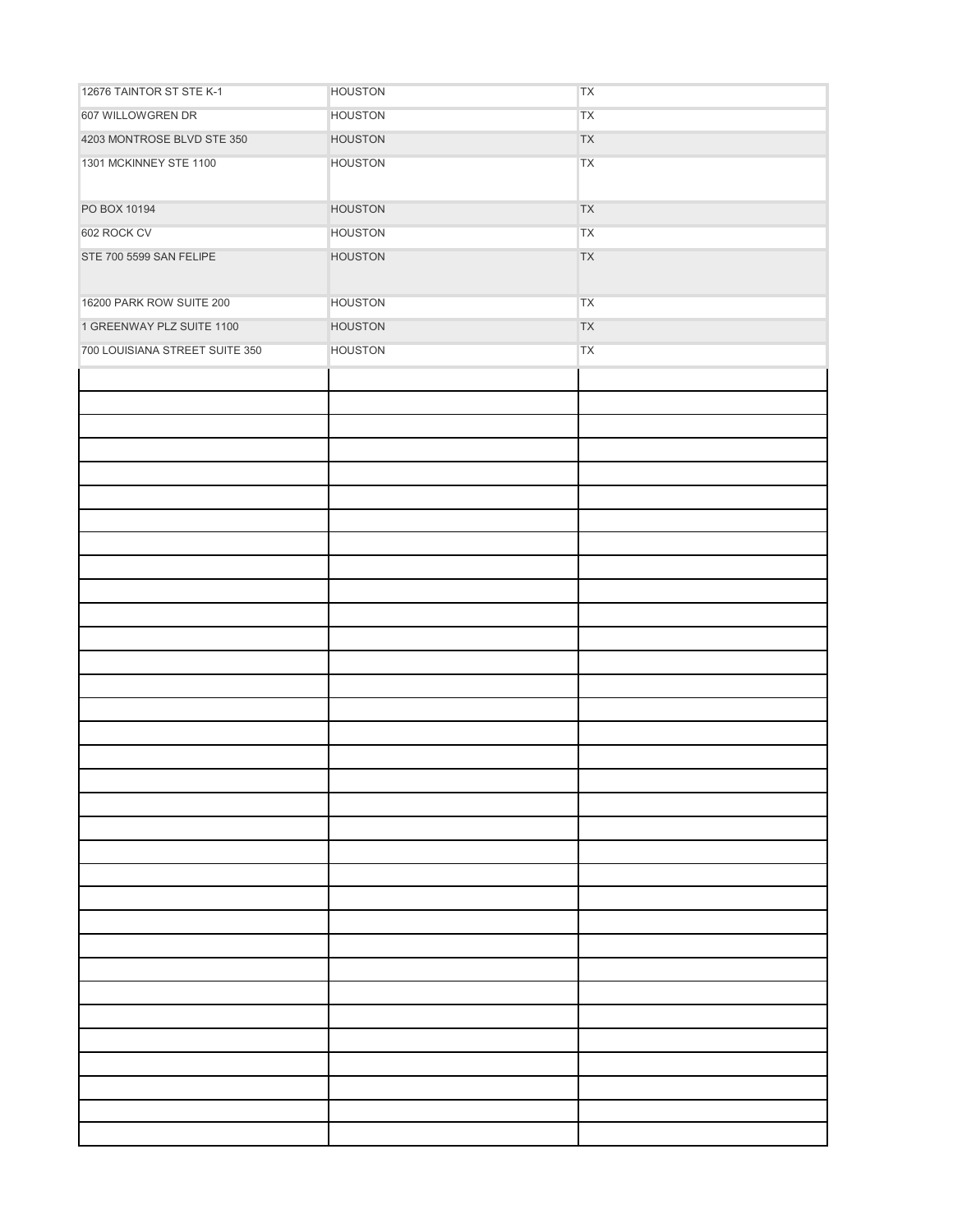| | | |
|---|---|---|
| 12676 TAINTOR ST STE K-1 | HOUSTON | TX |
| 607 WILLOWGREN DR | HOUSTON | TX |
| 4203 MONTROSE BLVD STE 350 | HOUSTON | TX |
| 1301 MCKINNEY STE 1100 | HOUSTON | TX |
| PO BOX 10194 | HOUSTON | TX |
| 602 ROCK CV | HOUSTON | TX |
| STE 700 5599 SAN FELIPE | HOUSTON | TX |
| 16200 PARK ROW SUITE 200 | HOUSTON | TX |
| 1 GREENWAY PLZ SUITE 1100 | HOUSTON | TX |
| 700 LOUISIANA STREET SUITE 350 | HOUSTON | TX |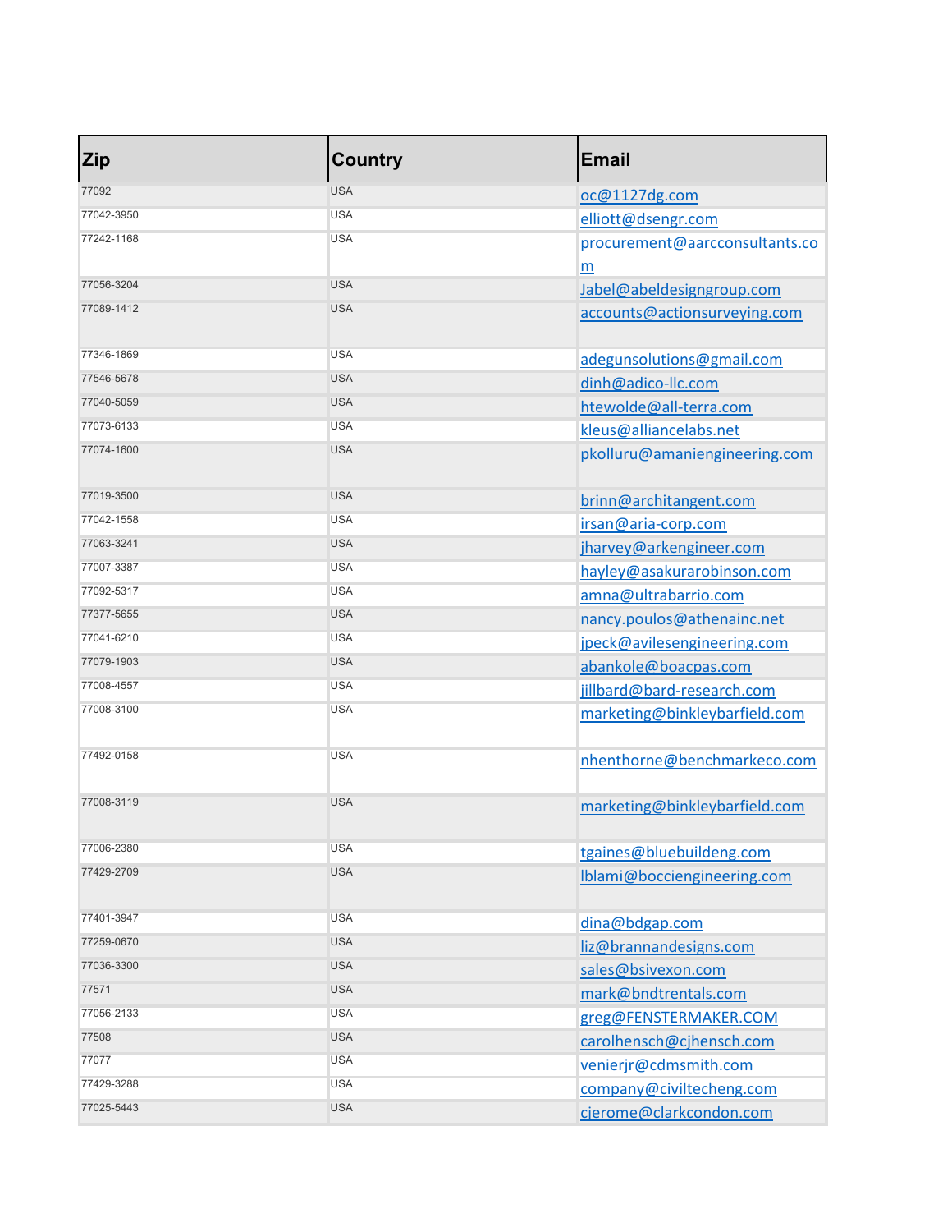| Zip | Country | Email |
|---|---|---|
| 77092 | USA | oc@1127dg.com |
| 77042-3950 | USA | elliott@dsengr.com |
| 77242-1168 | USA | procurement@aarcconsultants.com |
| 77056-3204 | USA | Jabel@abeldesigngroup.com |
| 77089-1412 | USA | accounts@actionsurveying.com |
| 77346-1869 | USA | adegunsolutions@gmail.com |
| 77546-5678 | USA | dinh@adico-llc.com |
| 77040-5059 | USA | htewolde@all-terra.com |
| 77073-6133 | USA | kleus@alliancelabs.net |
| 77074-1600 | USA | pkolluru@amaniengineering.com |
| 77019-3500 | USA | brinn@architangent.com |
| 77042-1558 | USA | irsan@aria-corp.com |
| 77063-3241 | USA | jharvey@arkengineer.com |
| 77007-3387 | USA | hayley@asakurarobinson.com |
| 77092-5317 | USA | amna@ultrabarrio.com |
| 77377-5655 | USA | nancy.poulos@athenainc.net |
| 77041-6210 | USA | jpeck@avilesengineering.com |
| 77079-1903 | USA | abankole@boacpas.com |
| 77008-4557 | USA | jillbard@bard-research.com |
| 77008-3100 | USA | marketing@binkleybarfield.com |
| 77492-0158 | USA | nhenthorne@benchmarkeco.com |
| 77008-3119 | USA | marketing@binkleybarfield.com |
| 77006-2380 | USA | tgaines@bluebuildeng.com |
| 77429-2709 | USA | lblami@bocciengineering.com |
| 77401-3947 | USA | dina@bdgap.com |
| 77259-0670 | USA | liz@brannandesigns.com |
| 77036-3300 | USA | sales@bsivexon.com |
| 77571 | USA | mark@bndtrentals.com |
| 77056-2133 | USA | greg@FENSTERMAKER.COM |
| 77508 | USA | carolhensch@cjhensch.com |
| 77077 | USA | venierjr@cdmsmith.com |
| 77429-3288 | USA | company@civiltecheng.com |
| 77025-5443 | USA | cjerome@clarkcondon.com |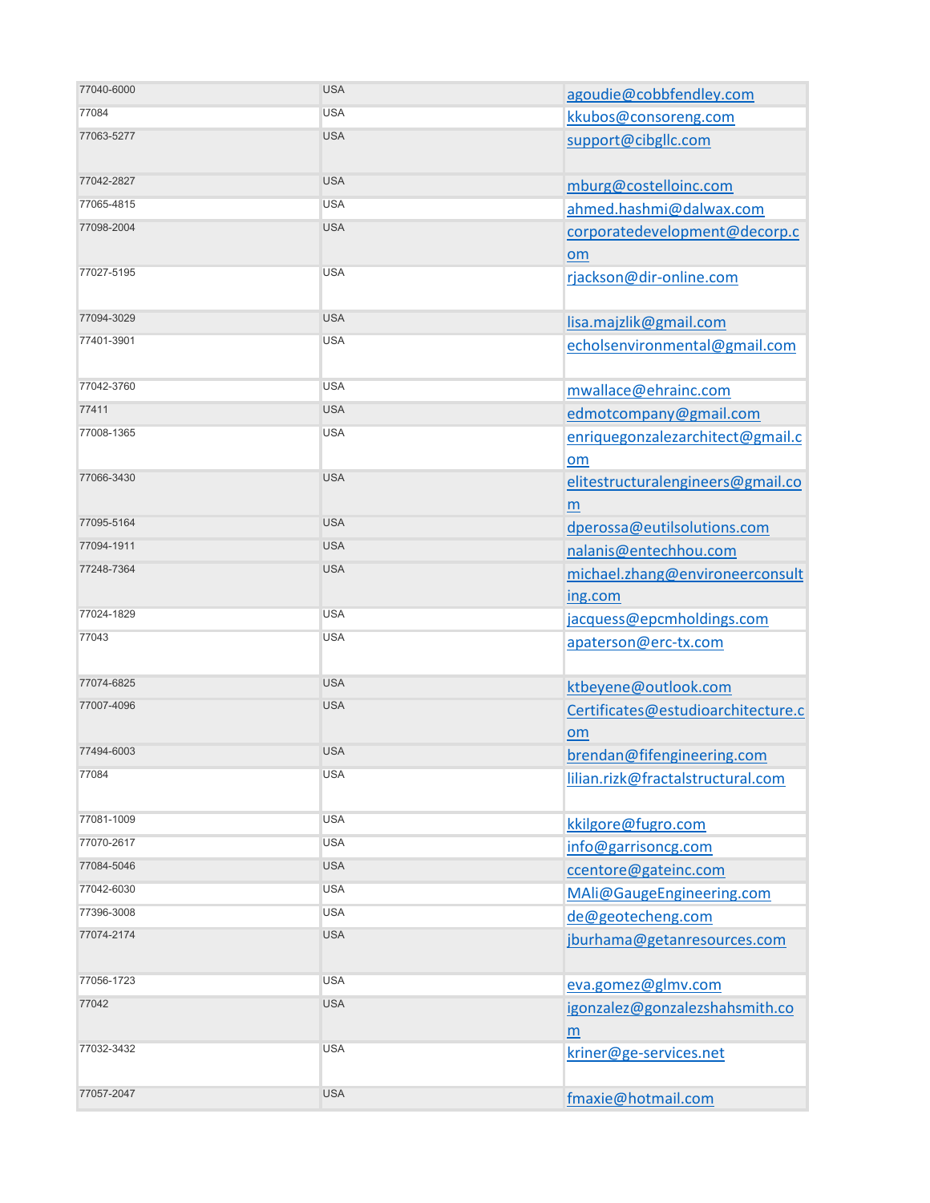| | | |
|---|---|---|
| 77040-6000 | USA | agoudie@cobbfendley.com |
| 77084 | USA | kkubos@consoreng.com |
| 77063-5277 | USA | support@cibgllc.com |
| 77042-2827 | USA | mburg@costelloinc.com |
| 77065-4815 | USA | ahmed.hashmi@dalwax.com |
| 77098-2004 | USA | corporatedevelopment@decorp.com |
| 77027-5195 | USA | rjackson@dir-online.com |
| 77094-3029 | USA | lisa.majzlik@gmail.com |
| 77401-3901 | USA | echolsenvironmental@gmail.com |
| 77042-3760 | USA | mwallace@ehrainc.com |
| 77411 | USA | edmotcompany@gmail.com |
| 77008-1365 | USA | enriquegonzalezarchitect@gmail.com |
| 77066-3430 | USA | elitestructuralengineers@gmail.com |
| 77095-5164 | USA | dperossa@eutilsolutions.com |
| 77094-1911 | USA | nalanis@entechhou.com |
| 77248-7364 | USA | michael.zhang@environeerconsulting.com |
| 77024-1829 | USA | jacquess@epcmholdings.com |
| 77043 | USA | apaterson@erc-tx.com |
| 77074-6825 | USA | ktbeyene@outlook.com |
| 77007-4096 | USA | Certificates@estudioarchitecture.com |
| 77494-6003 | USA | brendan@fifengineering.com |
| 77084 | USA | lilian.rizk@fractalstructural.com |
| 77081-1009 | USA | kkilgore@fugro.com |
| 77070-2617 | USA | info@garrisoncg.com |
| 77084-5046 | USA | ccentore@gateinc.com |
| 77042-6030 | USA | MAli@GaugeEngineering.com |
| 77396-3008 | USA | de@geotecheng.com |
| 77074-2174 | USA | jburhama@getanresources.com |
| 77056-1723 | USA | eva.gomez@glmv.com |
| 77042 | USA | igonzalez@gonzalezshahsmith.com |
| 77032-3432 | USA | kriner@ge-services.net |
| 77057-2047 | USA | fmaxie@hotmail.com |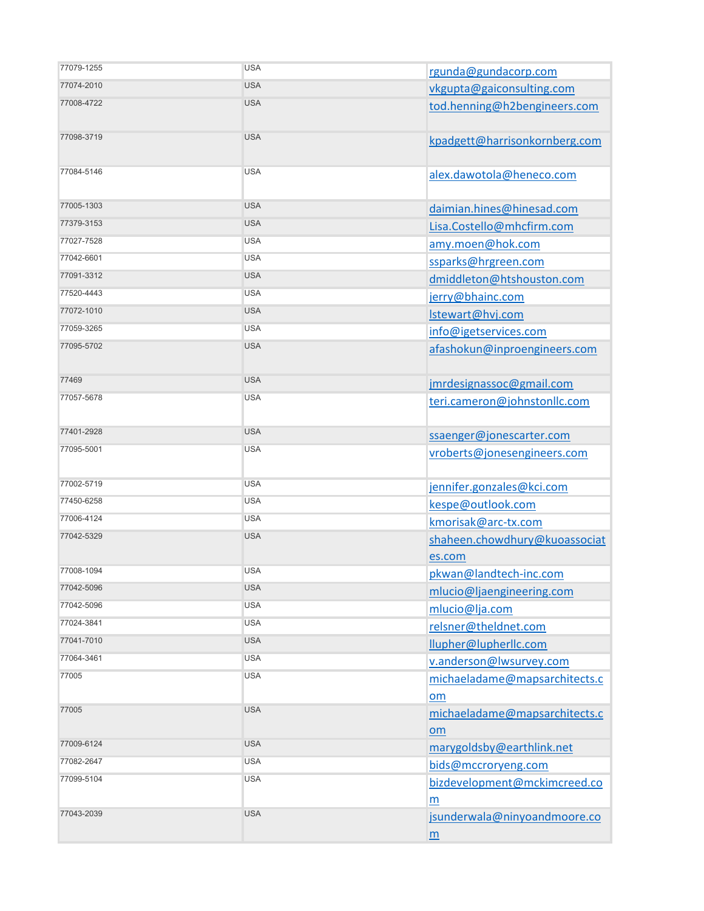| | | |
|---|---|---|
| 77079-1255 | USA | rgunda@gundacorp.com |
| 77074-2010 | USA | vkgupta@gaiconsulting.com |
| 77008-4722 | USA | tod.henning@h2bengineers.com |
| 77098-3719 | USA | kpadgett@harrisonkornberg.com |
| 77084-5146 | USA | alex.dawotola@heneco.com |
| 77005-1303 | USA | daimian.hines@hinesad.com |
| 77379-3153 | USA | Lisa.Costello@mhcfirm.com |
| 77027-7528 | USA | amy.moen@hok.com |
| 77042-6601 | USA | ssparks@hrgreen.com |
| 77091-3312 | USA | dmiddleton@htshouston.com |
| 77520-4443 | USA | jerry@bhainc.com |
| 77072-1010 | USA | lstewart@hvj.com |
| 77059-3265 | USA | info@igetservices.com |
| 77095-5702 | USA | afashokun@inproengineers.com |
| 77469 | USA | jmrdesignassoc@gmail.com |
| 77057-5678 | USA | teri.cameron@johnstonllc.com |
| 77401-2928 | USA | ssaenger@jonescarter.com |
| 77095-5001 | USA | vroberts@jonesengineers.com |
| 77002-5719 | USA | jennifer.gonzales@kci.com |
| 77450-6258 | USA | kespe@outlook.com |
| 77006-4124 | USA | kmorisak@arc-tx.com |
| 77042-5329 | USA | shaheen.chowdhury@kuoassociates.com |
| 77008-1094 | USA | pkwan@landtech-inc.com |
| 77042-5096 | USA | mlucio@ljaengineering.com |
| 77042-5096 | USA | mlucio@lja.com |
| 77024-3841 | USA | relsner@theldnet.com |
| 77041-7010 | USA | llupher@lupherllc.com |
| 77064-3461 | USA | v.anderson@lwsurvey.com |
| 77005 | USA | michaeladame@mapsarchitects.com |
| 77005 | USA | michaeladame@mapsarchitects.com |
| 77009-6124 | USA | marygoldsby@earthlink.net |
| 77082-2647 | USA | bids@mccroryeng.com |
| 77099-5104 | USA | bizdevelopment@mckimcreed.com |
| 77043-2039 | USA | jsunderwala@ninyoandmoore.com |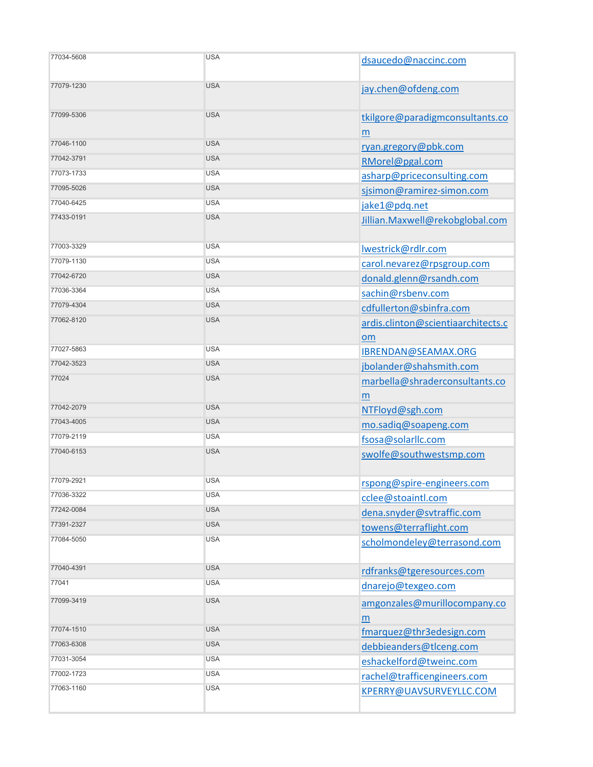| | | |
|---|---|---|
| 77034-5608 | USA | dsaucedo@naccinc.com |
| 77079-1230 | USA | jay.chen@ofdeng.com |
| 77099-5306 | USA | tkilgore@paradigmconsultants.com |
| 77046-1100 | USA | ryan.gregory@pbk.com |
| 77042-3791 | USA | RMorel@pgal.com |
| 77073-1733 | USA | asharp@priceconsulting.com |
| 77095-5026 | USA | sjsimon@ramirez-simon.com |
| 77040-6425 | USA | jake1@pdq.net |
| 77433-0191 | USA | Jillian.Maxwell@rekobglobal.com |
| 77003-3329 | USA | lwestrick@rdlr.com |
| 77079-1130 | USA | carol.nevarez@rpsgroup.com |
| 77042-6720 | USA | donald.glenn@rsandh.com |
| 77036-3364 | USA | sachin@rsbenv.com |
| 77079-4304 | USA | cdfullerton@sbinfra.com |
| 77062-8120 | USA | ardis.clinton@scientiaarchitects.com |
| 77027-5863 | USA | IBRENDAN@SEAMAX.ORG |
| 77042-3523 | USA | jbolander@shahsmith.com |
| 77024 | USA | marbella@shraderconsultants.com |
| 77042-2079 | USA | NTFloyd@sgh.com |
| 77043-4005 | USA | mo.sadiq@soapeng.com |
| 77079-2119 | USA | fsosa@solarllc.com |
| 77040-6153 | USA | swolfe@southwestsmp.com |
| 77079-2921 | USA | rspong@spire-engineers.com |
| 77036-3322 | USA | cclee@stoaintl.com |
| 77242-0084 | USA | dena.snyder@svtraffic.com |
| 77391-2327 | USA | towens@terraflight.com |
| 77084-5050 | USA | scholmondeley@terrasond.com |
| 77040-4391 | USA | rdfranks@tgeresources.com |
| 77041 | USA | dnarejo@texgeo.com |
| 77099-3419 | USA | amgonzales@murillocompany.com |
| 77074-1510 | USA | fmarquez@thr3edesign.com |
| 77063-6308 | USA | debbieanders@tlceng.com |
| 77031-3054 | USA | eshackelford@tweinc.com |
| 77002-1723 | USA | rachel@trafficengineers.com |
| 77063-1160 | USA | KPERRY@UAVSURVEYLLC.COM |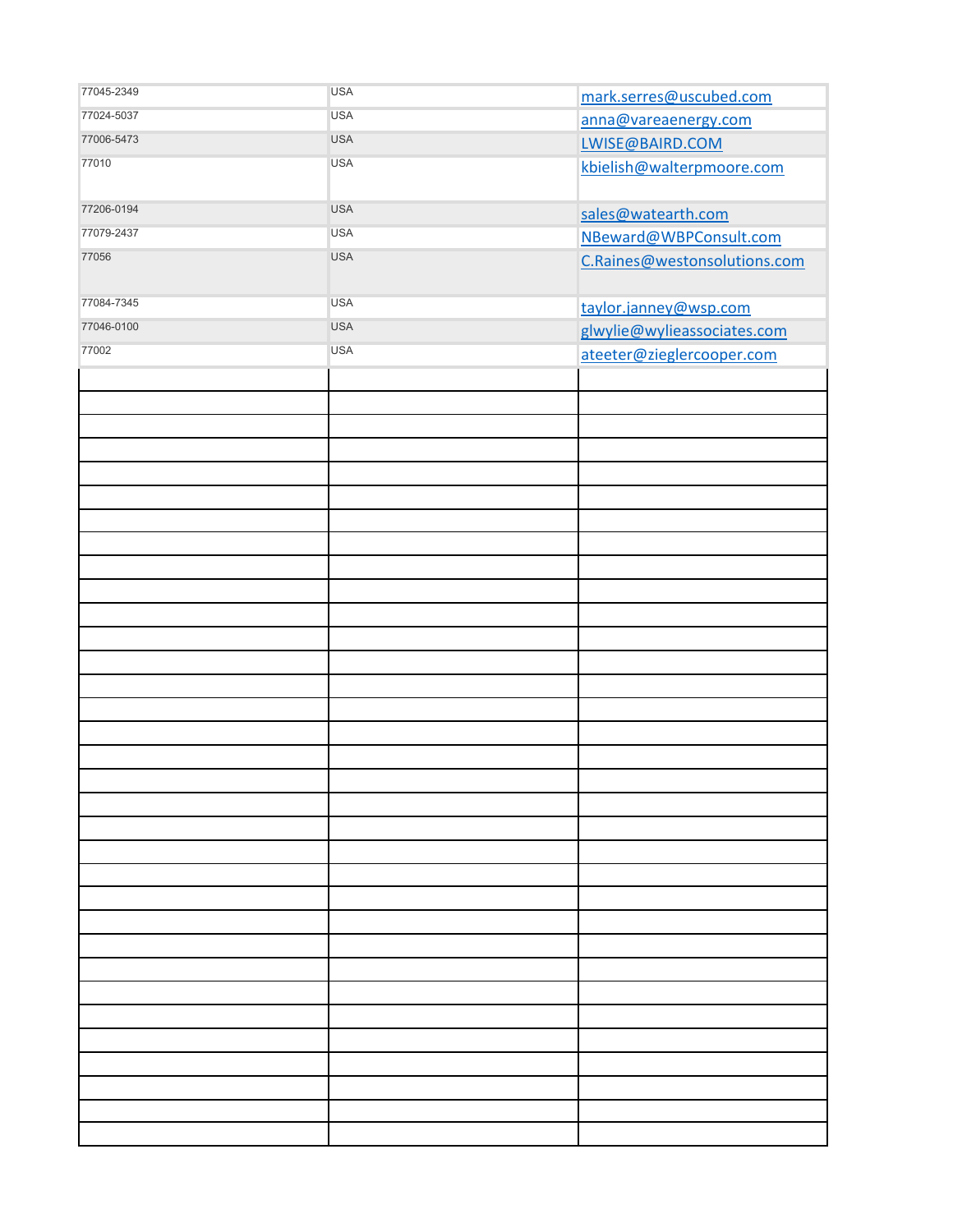| | | |
|---|---|---|
| 77045-2349 | USA | mark.serres@uscubed.com |
| 77024-5037 | USA | anna@vareaenergy.com |
| 77006-5473 | USA | LWISE@BAIRD.COM |
| 77010 | USA | kbielish@walterpmoore.com |
| 77206-0194 | USA | sales@watearth.com |
| 77079-2437 | USA | NBeward@WBPConsult.com |
| 77056 | USA | C.Raines@westonsolutions.com |
| 77084-7345 | USA | taylor.janney@wsp.com |
| 77046-0100 | USA | glwylie@wylieassociates.com |
| 77002 | USA | ateeter@zieglercooper.com |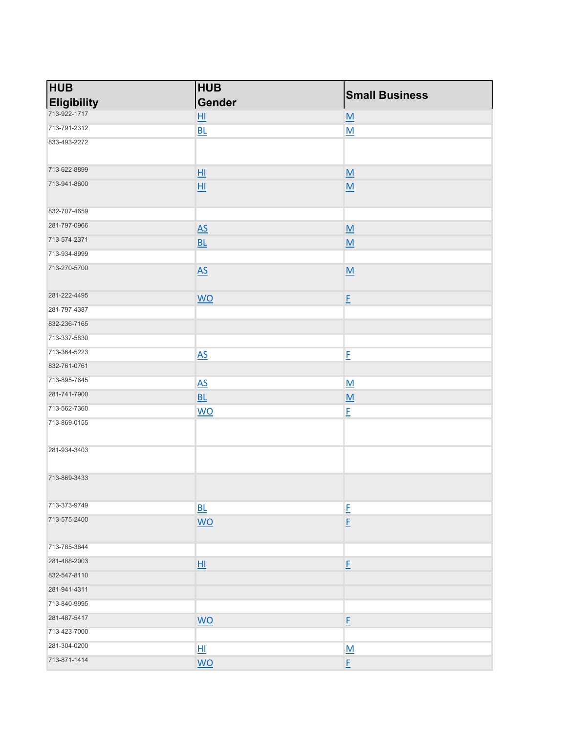| HUB Eligibility | HUB Gender | Small Business |
|---|---|---|
| 713-922-1717 | HI | M |
| 713-791-2312 | BL | M |
| 833-493-2272 | | |
| 713-622-8899 | HI | M |
| 713-941-8600 | HI | M |
| 832-707-4659 | | |
| 281-797-0966 | AS | M |
| 713-574-2371 | BL | M |
| 713-934-8999 | | |
| 713-270-5700 | AS | M |
| 281-222-4495 | WO | F |
| 281-797-4387 | | |
| 832-236-7165 | | |
| 713-337-5830 | | |
| 713-364-5223 | AS | F |
| 832-761-0761 | | |
| 713-895-7645 | AS | M |
| 281-741-7900 | BL | M |
| 713-562-7360 | WO | F |
| 713-869-0155 | | |
| 281-934-3403 | | |
| 713-869-3433 | | |
| 713-373-9749 | BL | F |
| 713-575-2400 | WO | F |
| 713-785-3644 | | |
| 281-488-2003 | HI | F |
| 832-547-8110 | | |
| 281-941-4311 | | |
| 713-840-9995 | | |
| 281-487-5417 | WO | F |
| 713-423-7000 | | |
| 281-304-0200 | HI | M |
| 713-871-1414 | WO | F |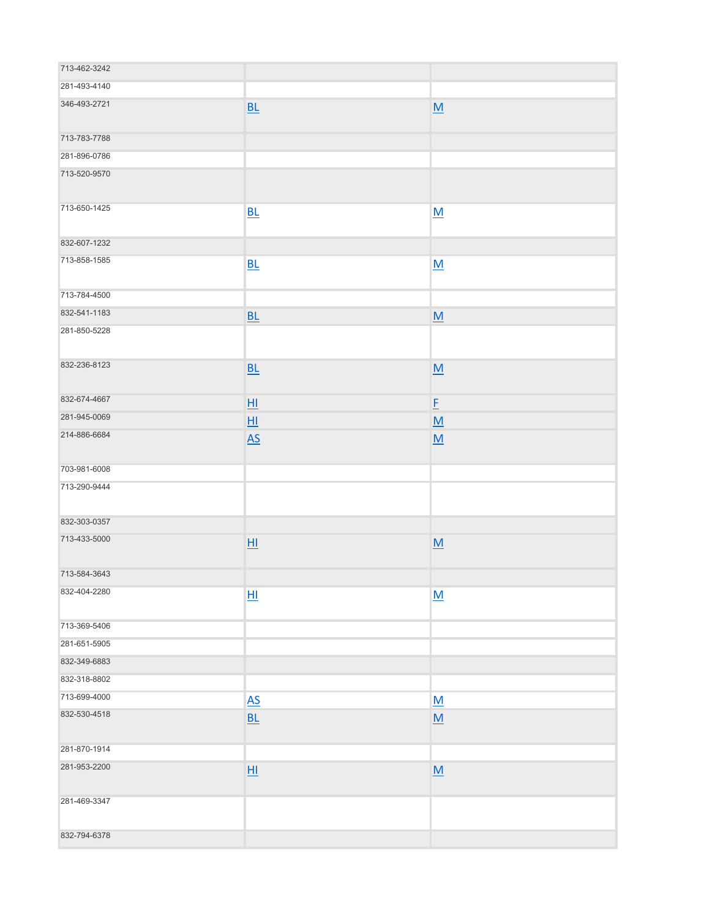| | | |
|---|---|---|
| 713-462-3242 | | |
| 281-493-4140 | | |
| 346-493-2721 | BL | M |
| 713-783-7788 | | |
| 281-896-0786 | | |
| 713-520-9570 | | |
| 713-650-1425 | BL | M |
| 832-607-1232 | | |
| 713-858-1585 | BL | M |
| 713-784-4500 | | |
| 832-541-1183 | BL | M |
| 281-850-5228 | | |
| 832-236-8123 | BL | M |
| 832-674-4667 | HI | F |
| 281-945-0069 | HI | M |
| 214-886-6684 | AS | M |
| 703-981-6008 | | |
| 713-290-9444 | | |
| 832-303-0357 | | |
| 713-433-5000 | HI | M |
| 713-584-3643 | | |
| 832-404-2280 | HI | M |
| 713-369-5406 | | |
| 281-651-5905 | | |
| 832-349-6883 | | |
| 832-318-8802 | | |
| 713-699-4000 | AS | M |
| 832-530-4518 | BL | M |
| 281-870-1914 | | |
| 281-953-2200 | HI | M |
| 281-469-3347 | | |
| 832-794-6378 | | |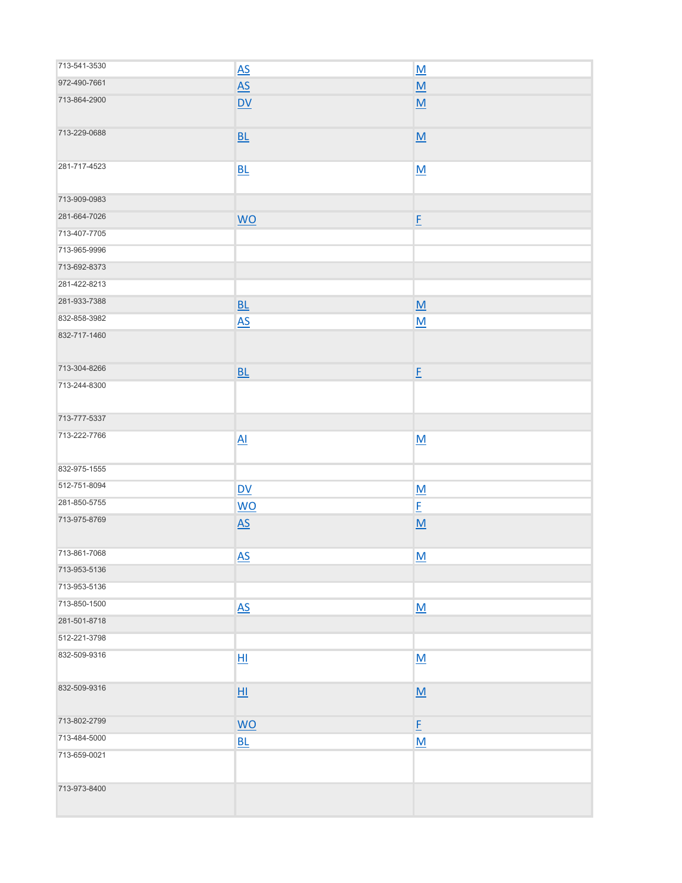| | | |
|---|---|---|
| 713-541-3530 | AS | M |
| 972-490-7661 | AS | M |
| 713-864-2900 | DV | M |
| 713-229-0688 | BL | M |
| 281-717-4523 | BL | M |
| 713-909-0983 | | |
| 281-664-7026 | WO | F |
| 713-407-7705 | | |
| 713-965-9996 | | |
| 713-692-8373 | | |
| 281-422-8213 | | |
| 281-933-7388 | BL | M |
| 832-858-3982 | AS | M |
| 832-717-1460 | | |
| 713-304-8266 | BL | F |
| 713-244-8300 | | |
| 713-777-5337 | | |
| 713-222-7766 | AI | M |
| 832-975-1555 | | |
| 512-751-8094 | DV | M |
| 281-850-5755 | WO | F |
| 713-975-8769 | AS | M |
| 713-861-7068 | AS | M |
| 713-953-5136 | | |
| 713-953-5136 | | |
| 713-850-1500 | AS | M |
| 281-501-8718 | | |
| 512-221-3798 | | |
| 832-509-9316 | HI | M |
| 832-509-9316 | HI | M |
| 713-802-2799 | WO | F |
| 713-484-5000 | BL | M |
| 713-659-0021 | | |
| 713-973-8400 | | |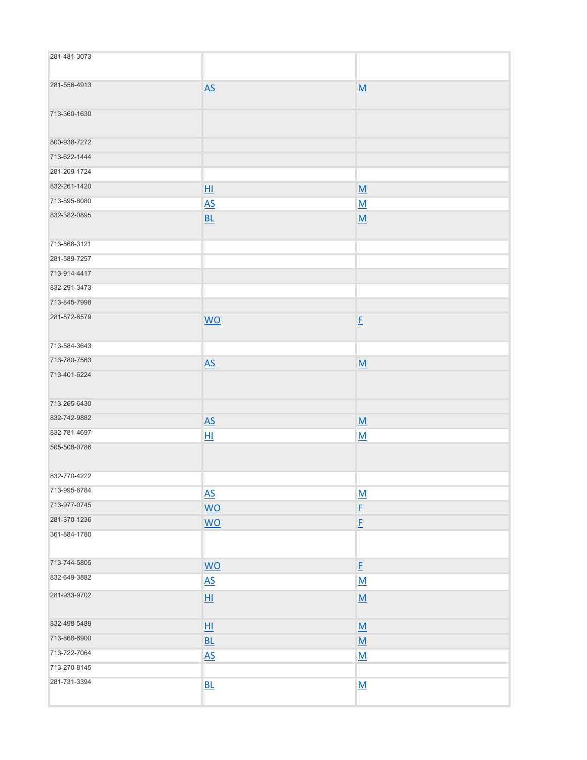| | | |
|---|---|---|
| 281-481-3073 | | |
| 281-556-4913 | AS | M |
| 713-360-1630 | | |
| 800-938-7272 | | |
| 713-622-1444 | | |
| 281-209-1724 | | |
| 832-261-1420 | HI | M |
| 713-895-8080 | AS | M |
| 832-382-0895 | BL | M |
| 713-868-3121 | | |
| 281-589-7257 | | |
| 713-914-4417 | | |
| 832-291-3473 | | |
| 713-845-7998 | | |
| 281-872-6579 | WO | F |
| 713-584-3643 | | |
| 713-780-7563 | AS | M |
| 713-401-6224 | | |
| 713-265-6430 | | |
| 832-742-9882 | AS | M |
| 832-781-4697 | HI | M |
| 505-508-0786 | | |
| 832-770-4222 | | |
| 713-995-8784 | AS | M |
| 713-977-0745 | WO | F |
| 281-370-1236 | WO | F |
| 361-884-1780 | | |
| 713-744-5805 | WO | F |
| 832-649-3882 | AS | M |
| 281-933-9702 | HI | M |
| 832-498-5489 | HI | M |
| 713-868-6900 | BL | M |
| 713-722-7064 | AS | M |
| 713-270-8145 | | |
| 281-731-3394 | BL | M |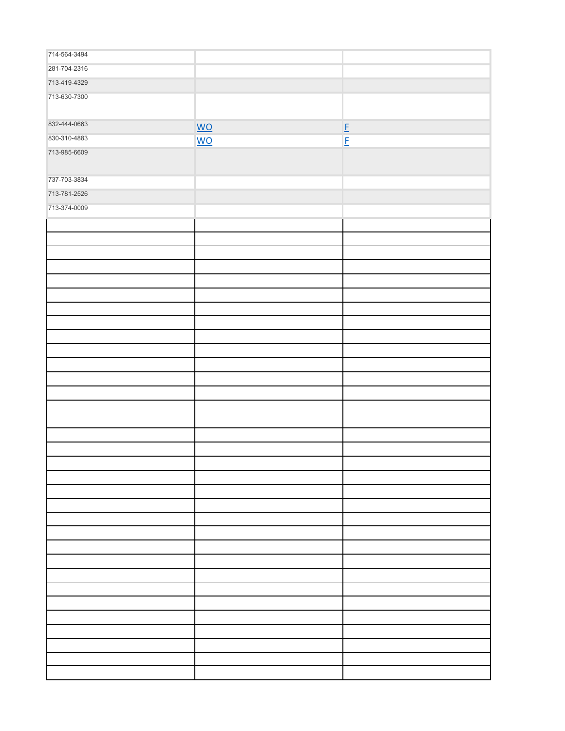| | | |
|---|---|---|
| 714-564-3494 | | |
| 281-704-2316 | | |
| 713-419-4329 | | |
| 713-630-7300 | | |
| 832-444-0663 | WO | F |
| 830-310-4883 | WO | F |
| 713-985-6609 | | |
| 737-703-3834 | | |
| 713-781-2526 | | |
| 713-374-0009 | | |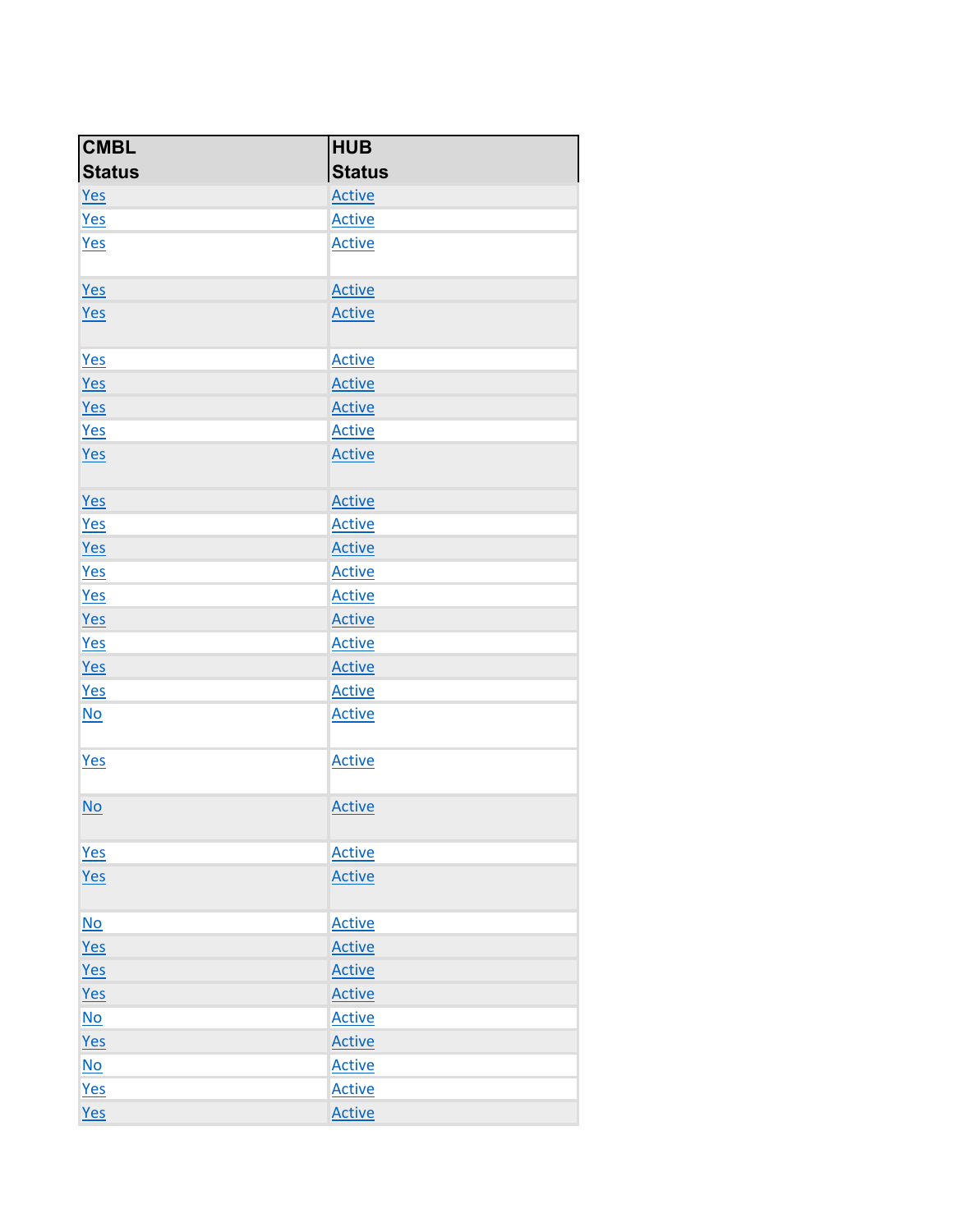| CMBL Status | HUB Status |
| --- | --- |
| Yes | Active |
| Yes | Active |
| Yes | Active |
| Yes | Active |
| Yes | Active |
| Yes | Active |
| Yes | Active |
| Yes | Active |
| Yes | Active |
| Yes | Active |
| Yes | Active |
| Yes | Active |
| Yes | Active |
| Yes | Active |
| Yes | Active |
| Yes | Active |
| Yes | Active |
| Yes | Active |
| Yes | Active |
| No | Active |
| Yes | Active |
| No | Active |
| Yes | Active |
| Yes | Active |
| No | Active |
| Yes | Active |
| Yes | Active |
| Yes | Active |
| No | Active |
| Yes | Active |
| No | Active |
| Yes | Active |
| Yes | Active |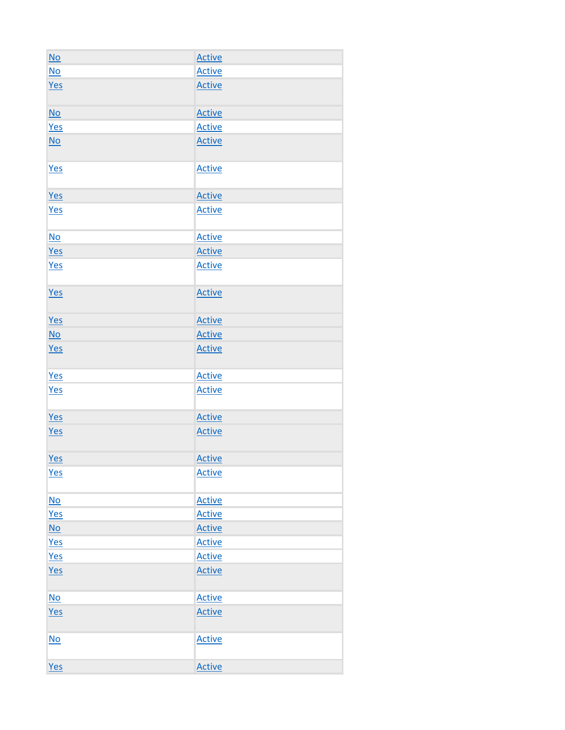| | |
|---|---|
| No | Active |
| No | Active |
| Yes | Active |
| No | Active |
| Yes | Active |
| No | Active |
| Yes | Active |
| Yes | Active |
| Yes | Active |
| No | Active |
| Yes | Active |
| Yes | Active |
| Yes | Active |
| Yes | Active |
| No | Active |
| Yes | Active |
| Yes | Active |
| Yes | Active |
| Yes | Active |
| Yes | Active |
| Yes | Active |
| Yes | Active |
| No | Active |
| Yes | Active |
| No | Active |
| Yes | Active |
| Yes | Active |
| Yes | Active |
| No | Active |
| Yes | Active |
| No | Active |
| Yes | Active |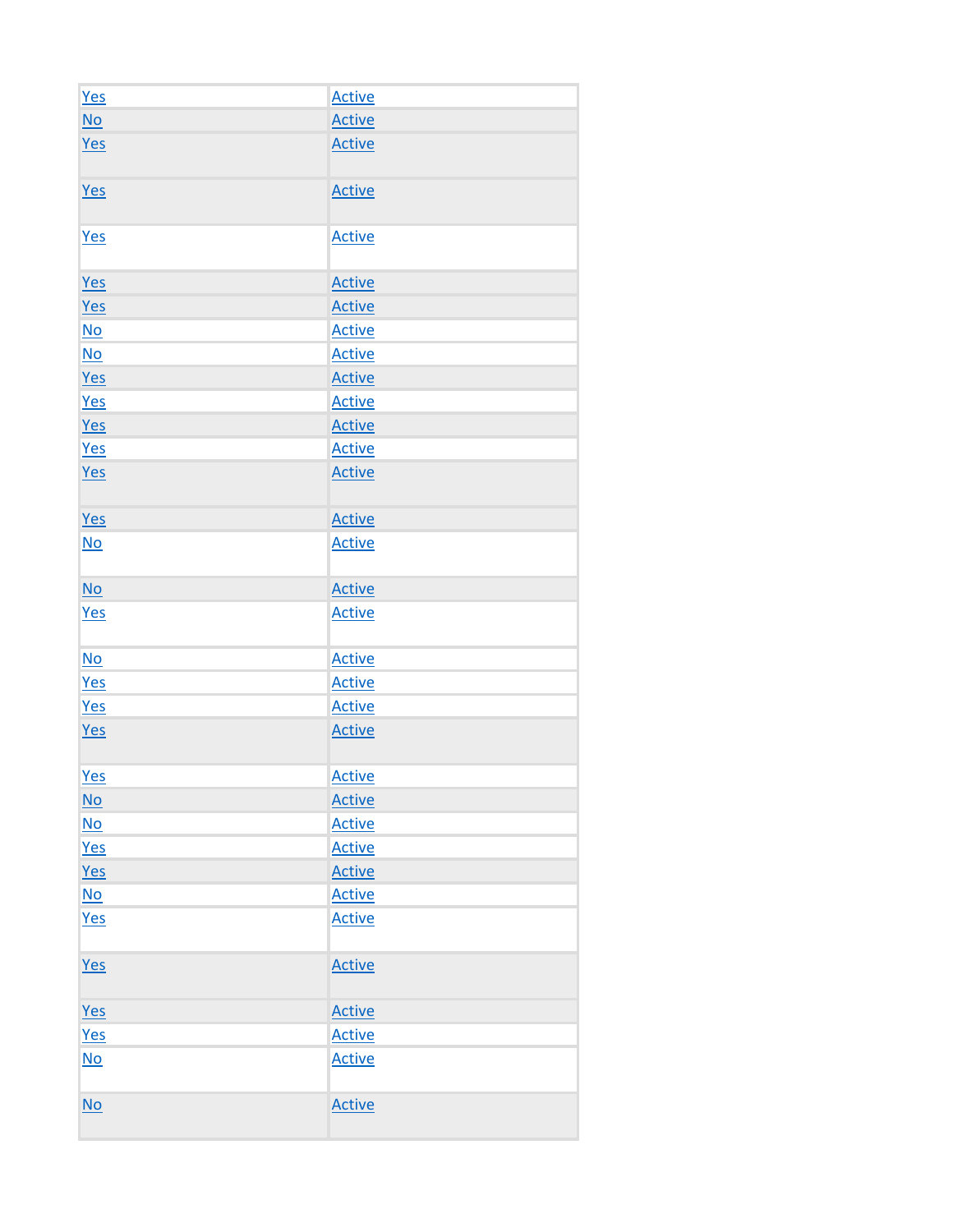| | |
|---|---|
| Yes | Active |
| No | Active |
| Yes | Active |
| Yes | Active |
| Yes | Active |
| Yes | Active |
| Yes | Active |
| No | Active |
| No | Active |
| Yes | Active |
| Yes | Active |
| Yes | Active |
| Yes | Active |
| Yes | Active |
| Yes | Active |
| No | Active |
| No | Active |
| Yes | Active |
| No | Active |
| Yes | Active |
| Yes | Active |
| Yes | Active |
| Yes | Active |
| No | Active |
| No | Active |
| Yes | Active |
| Yes | Active |
| No | Active |
| Yes | Active |
| Yes | Active |
| Yes | Active |
| Yes | Active |
| No | Active |
| No | Active |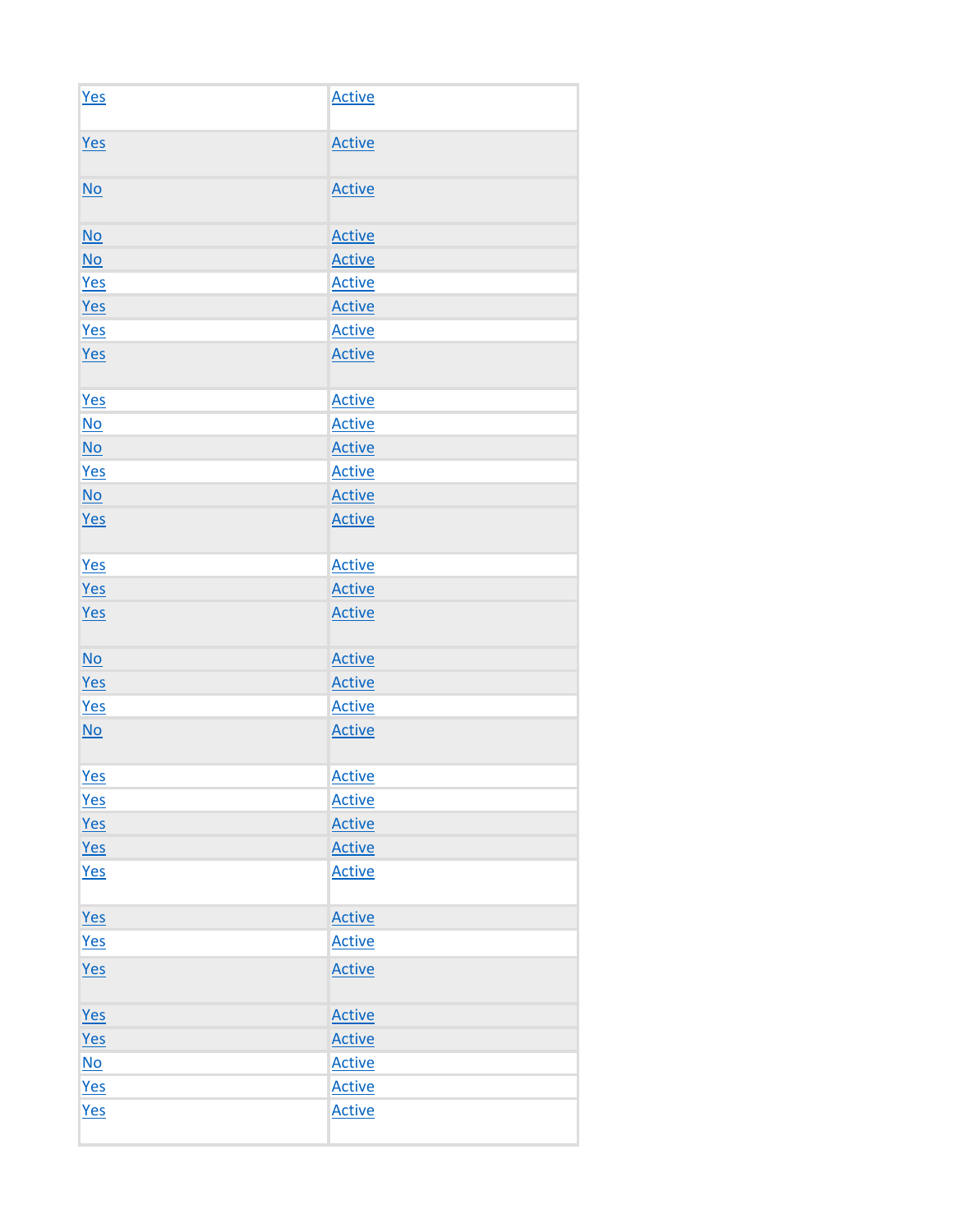| Yes | Active |
|---|---|
| Yes | Active |
| No | Active |
| No | Active |
| No | Active |
| Yes | Active |
| Yes | Active |
| Yes | Active |
| Yes | Active |
| Yes | Active |
| No | Active |
| No | Active |
| Yes | Active |
| No | Active |
| Yes | Active |
| Yes | Active |
| Yes | Active |
| Yes | Active |
| No | Active |
| Yes | Active |
| Yes | Active |
| No | Active |
| Yes | Active |
| Yes | Active |
| Yes | Active |
| Yes | Active |
| Yes | Active |
| Yes | Active |
| Yes | Active |
| Yes | Active |
| Yes | Active |
| Yes | Active |
| No | Active |
| Yes | Active |
| Yes | Active |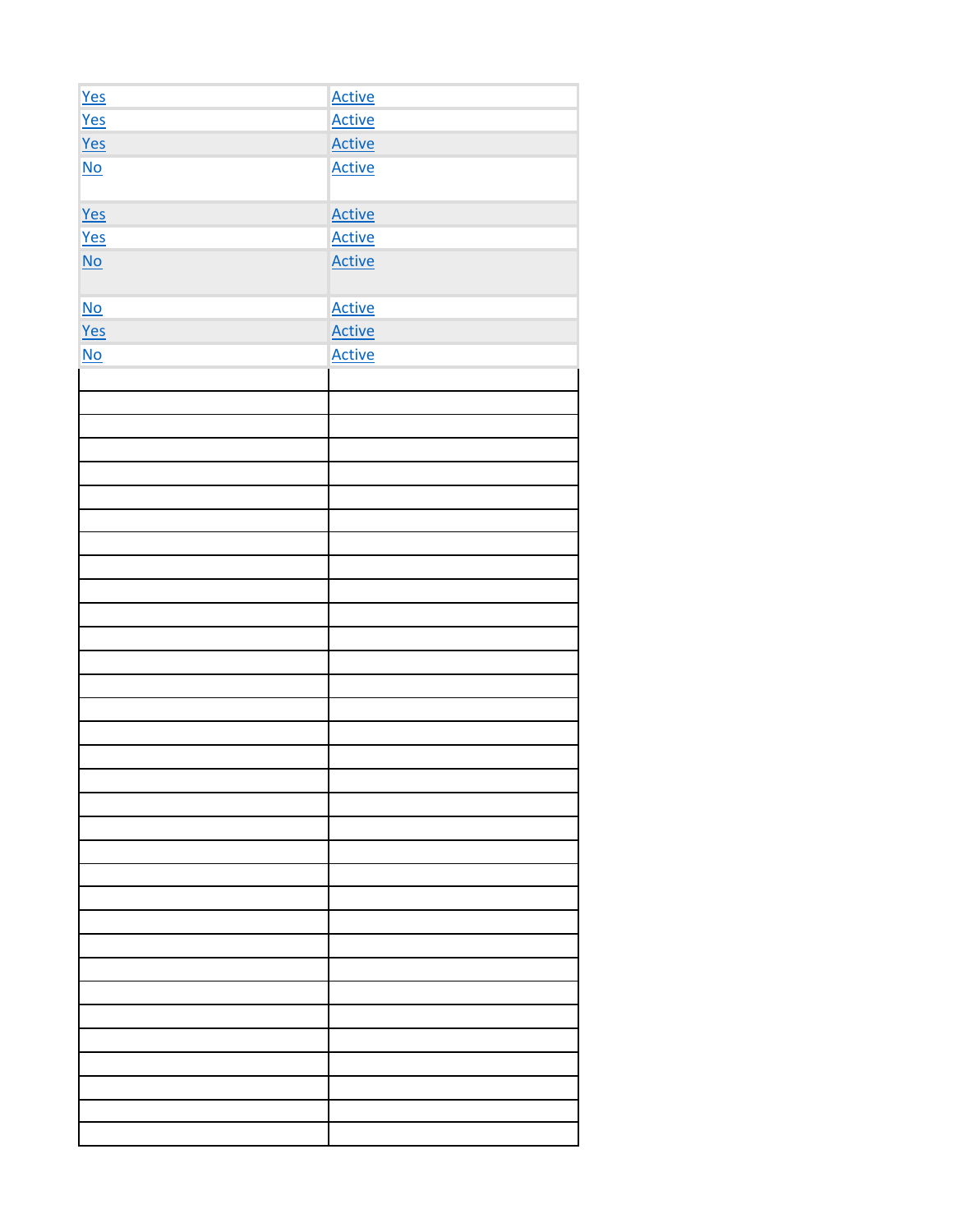| | |
|---|---|
| Yes | Active |
| Yes | Active |
| Yes | Active |
| No | Active |
| Yes | Active |
| Yes | Active |
| No | Active |
| No | Active |
| Yes | Active |
| No | Active |
| | |
| | |
| | |
| | |
| | |
| | |
| | |
| | |
| | |
| | |
| | |
| | |
| | |
| | |
| | |
| | |
| | |
| | |
| | |
| | |
| | |
| | |
| | |
| | |
| | |
| | |
| | |
| | |
| | |
| | |
| | |
| | |
| | |